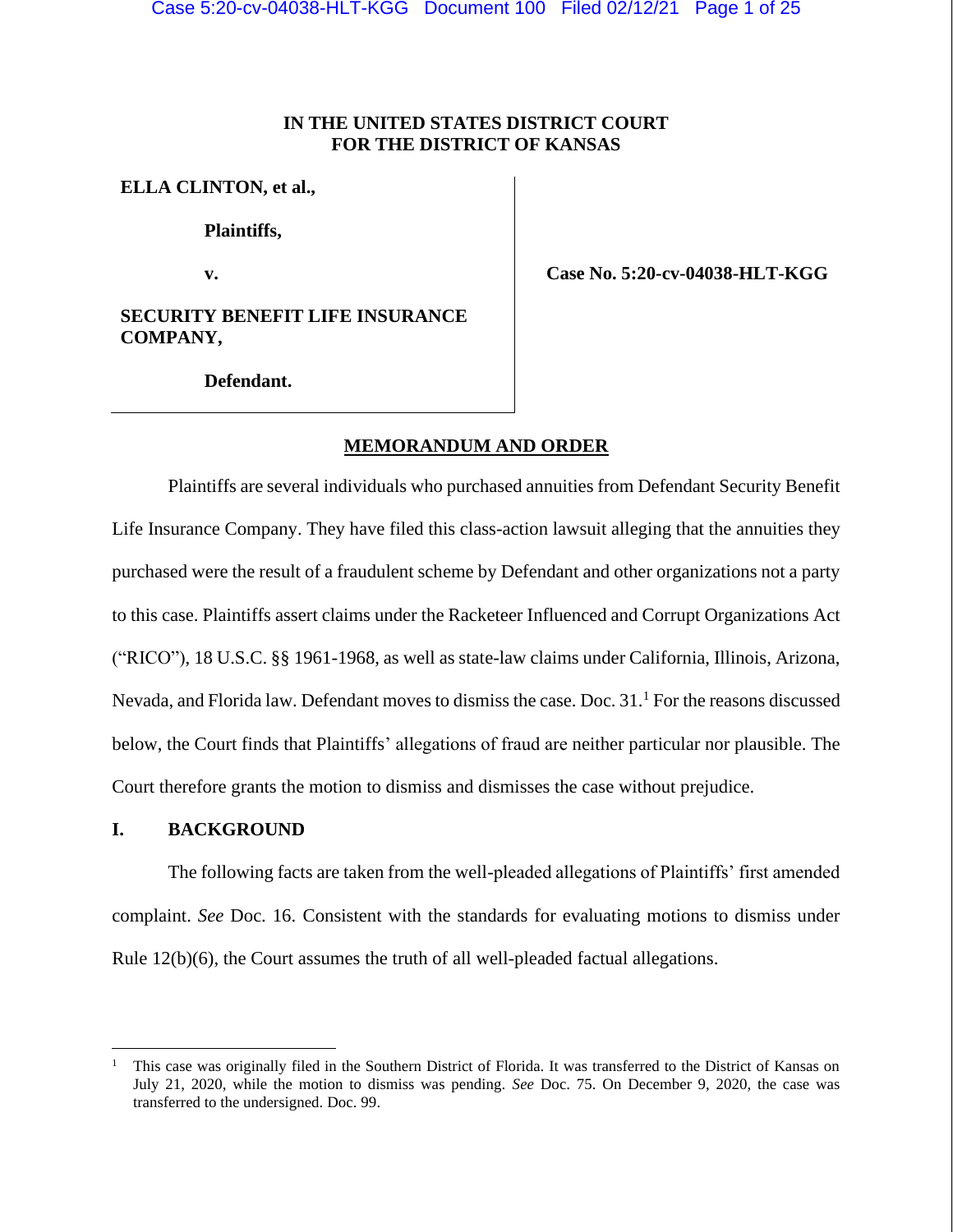**IN THE UNITED STATES DISTRICT COURT**
**FOR THE DISTRICT OF KANSAS**

| | |
|---|---|
| **ELLA CLINTON, et al.,** | |
| **Plaintiffs,** | |
| **v.** | **Case No. 5:20-cv-04038-HLT-KGG** |
| **SECURITY BENEFIT LIFE INSURANCE COMPANY,** | |
| **Defendant.** | |

## MEMORANDUM AND ORDER

Plaintiffs are several individuals who purchased annuities from Defendant Security Benefit Life Insurance Company. They have filed this class-action lawsuit alleging that the annuities they purchased were the result of a fraudulent scheme by Defendant and other organizations not a party to this case. Plaintiffs assert claims under the Racketeer Influenced and Corrupt Organizations Act ("RICO"), 18 U.S.C. §§ 1961-1968, as well as state-law claims under California, Illinois, Arizona, Nevada, and Florida law. Defendant moves to dismiss the case. Doc. 31.[1] For the reasons discussed below, the Court finds that Plaintiffs' allegations of fraud are neither particular nor plausible. The Court therefore grants the motion to dismiss and dismisses the case without prejudice.

## I. BACKGROUND

The following facts are taken from the well-pleaded allegations of Plaintiffs' first amended complaint. *See* Doc. 16. Consistent with the standards for evaluating motions to dismiss under Rule 12(b)(6), the Court assumes the truth of all well-pleaded factual allegations.

---

[1] This case was originally filed in the Southern District of Florida. It was transferred to the District of Kansas on July 21, 2020, while the motion to dismiss was pending. *See* Doc. 75. On December 9, 2020, the case was transferred to the undersigned. Doc. 99.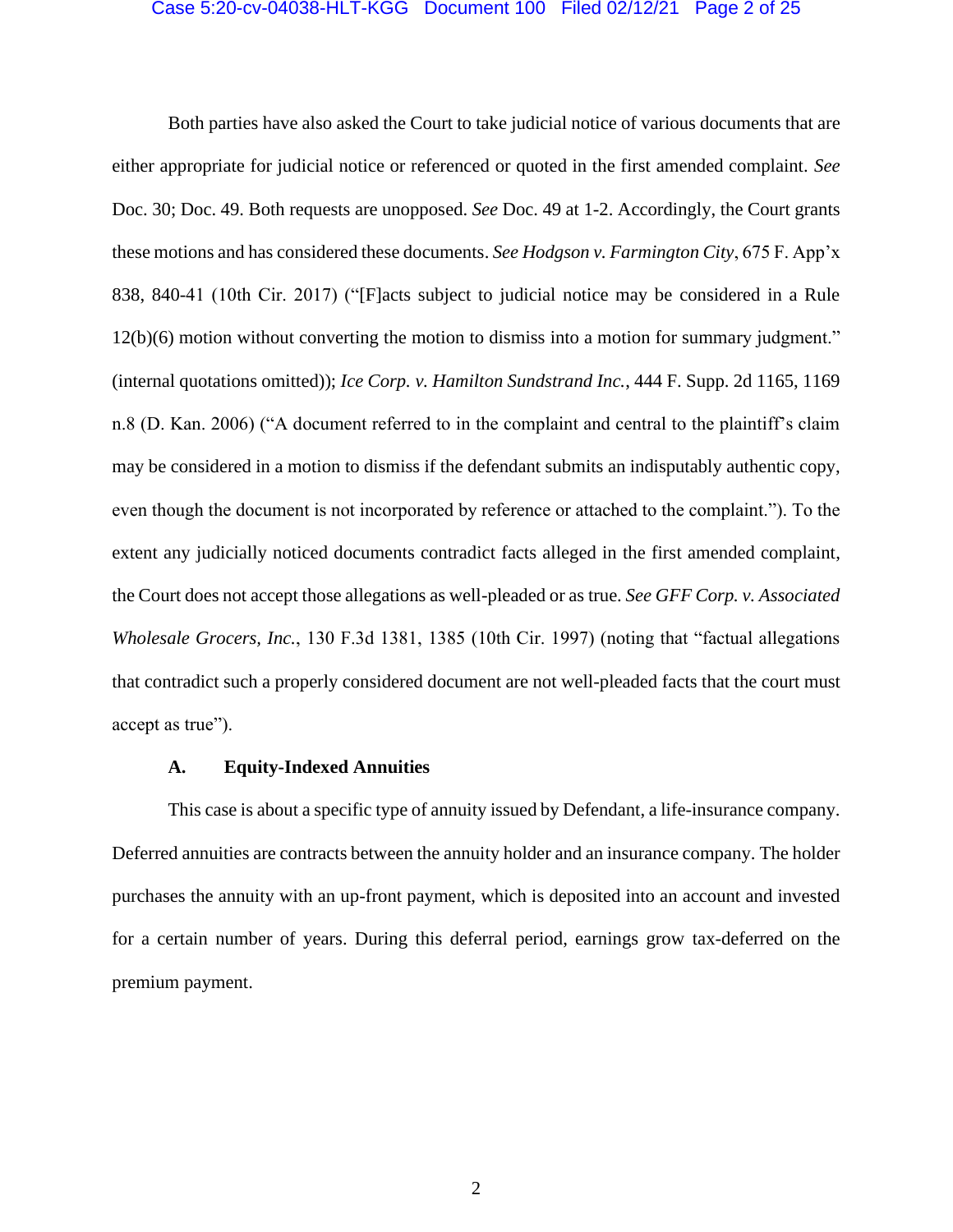Both parties have also asked the Court to take judicial notice of various documents that are either appropriate for judicial notice or referenced or quoted in the first amended complaint. *See* Doc. 30; Doc. 49. Both requests are unopposed. *See* Doc. 49 at 1-2. Accordingly, the Court grants these motions and has considered these documents. *See Hodgson v. Farmington City*, 675 F. App'x 838, 840-41 (10th Cir. 2017) ("[F]acts subject to judicial notice may be considered in a Rule 12(b)(6) motion without converting the motion to dismiss into a motion for summary judgment." (internal quotations omitted)); *Ice Corp. v. Hamilton Sundstrand Inc.*, 444 F. Supp. 2d 1165, 1169 n.8 (D. Kan. 2006) ("A document referred to in the complaint and central to the plaintiff's claim may be considered in a motion to dismiss if the defendant submits an indisputably authentic copy, even though the document is not incorporated by reference or attached to the complaint."). To the extent any judicially noticed documents contradict facts alleged in the first amended complaint, the Court does not accept those allegations as well-pleaded or as true. *See GFF Corp. v. Associated Wholesale Grocers, Inc.*, 130 F.3d 1381, 1385 (10th Cir. 1997) (noting that "factual allegations that contradict such a properly considered document are not well-pleaded facts that the court must accept as true").

### A. Equity-Indexed Annuities

This case is about a specific type of annuity issued by Defendant, a life-insurance company. Deferred annuities are contracts between the annuity holder and an insurance company. The holder purchases the annuity with an up-front payment, which is deposited into an account and invested for a certain number of years. During this deferral period, earnings grow tax-deferred on the premium payment.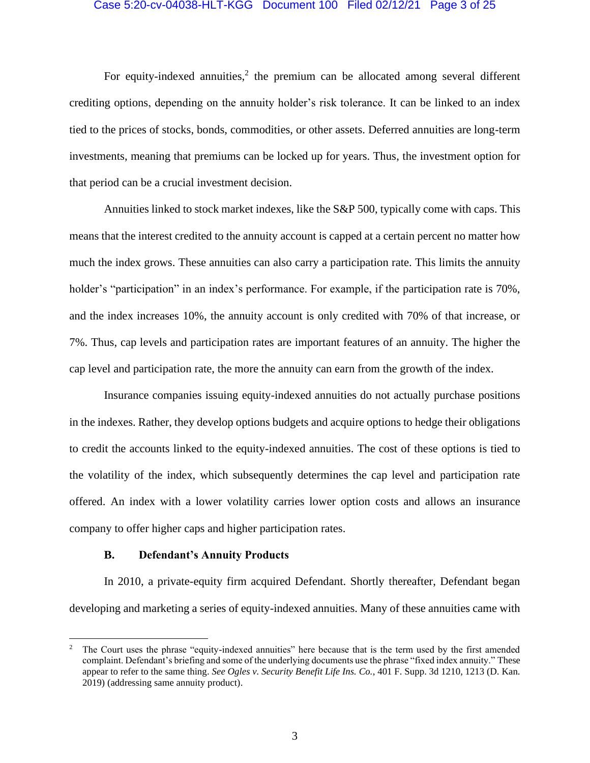For equity-indexed annuities,[2] the premium can be allocated among several different crediting options, depending on the annuity holder's risk tolerance. It can be linked to an index tied to the prices of stocks, bonds, commodities, or other assets. Deferred annuities are long-term investments, meaning that premiums can be locked up for years. Thus, the investment option for that period can be a crucial investment decision.

Annuities linked to stock market indexes, like the S&P 500, typically come with caps. This means that the interest credited to the annuity account is capped at a certain percent no matter how much the index grows. These annuities can also carry a participation rate. This limits the annuity holder's "participation" in an index's performance. For example, if the participation rate is 70%, and the index increases 10%, the annuity account is only credited with 70% of that increase, or 7%. Thus, cap levels and participation rates are important features of an annuity. The higher the cap level and participation rate, the more the annuity can earn from the growth of the index.

Insurance companies issuing equity-indexed annuities do not actually purchase positions in the indexes. Rather, they develop options budgets and acquire options to hedge their obligations to credit the accounts linked to the equity-indexed annuities. The cost of these options is tied to the volatility of the index, which subsequently determines the cap level and participation rate offered. An index with a lower volatility carries lower option costs and allows an insurance company to offer higher caps and higher participation rates.

### B. Defendant's Annuity Products

In 2010, a private-equity firm acquired Defendant. Shortly thereafter, Defendant began developing and marketing a series of equity-indexed annuities. Many of these annuities came with

---

[2] The Court uses the phrase "equity-indexed annuities" here because that is the term used by the first amended complaint. Defendant's briefing and some of the underlying documents use the phrase "fixed index annuity." These appear to refer to the same thing. *See Ogles v. Security Benefit Life Ins. Co.*, 401 F. Supp. 3d 1210, 1213 (D. Kan. 2019) (addressing same annuity product).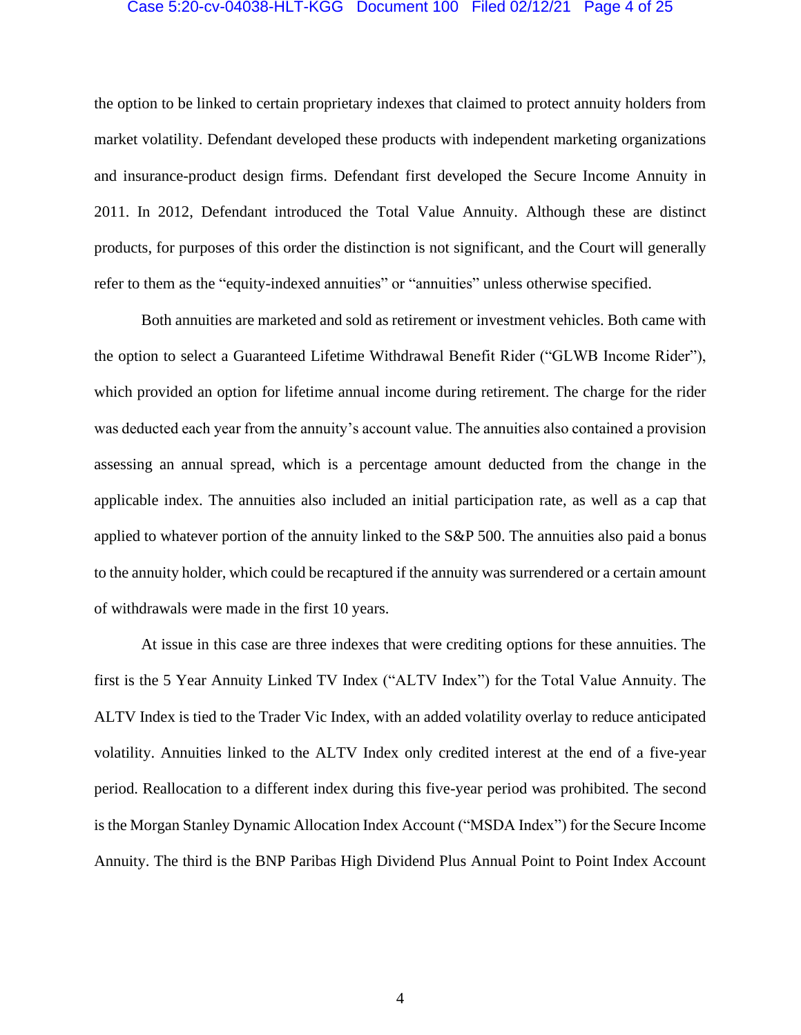the option to be linked to certain proprietary indexes that claimed to protect annuity holders from market volatility. Defendant developed these products with independent marketing organizations and insurance-product design firms. Defendant first developed the Secure Income Annuity in 2011. In 2012, Defendant introduced the Total Value Annuity. Although these are distinct products, for purposes of this order the distinction is not significant, and the Court will generally refer to them as the "equity-indexed annuities" or "annuities" unless otherwise specified.

Both annuities are marketed and sold as retirement or investment vehicles. Both came with the option to select a Guaranteed Lifetime Withdrawal Benefit Rider ("GLWB Income Rider"), which provided an option for lifetime annual income during retirement. The charge for the rider was deducted each year from the annuity's account value. The annuities also contained a provision assessing an annual spread, which is a percentage amount deducted from the change in the applicable index. The annuities also included an initial participation rate, as well as a cap that applied to whatever portion of the annuity linked to the S&P 500. The annuities also paid a bonus to the annuity holder, which could be recaptured if the annuity was surrendered or a certain amount of withdrawals were made in the first 10 years.

At issue in this case are three indexes that were crediting options for these annuities. The first is the 5 Year Annuity Linked TV Index ("ALTV Index") for the Total Value Annuity. The ALTV Index is tied to the Trader Vic Index, with an added volatility overlay to reduce anticipated volatility. Annuities linked to the ALTV Index only credited interest at the end of a five-year period. Reallocation to a different index during this five-year period was prohibited. The second is the Morgan Stanley Dynamic Allocation Index Account ("MSDA Index") for the Secure Income Annuity. The third is the BNP Paribas High Dividend Plus Annual Point to Point Index Account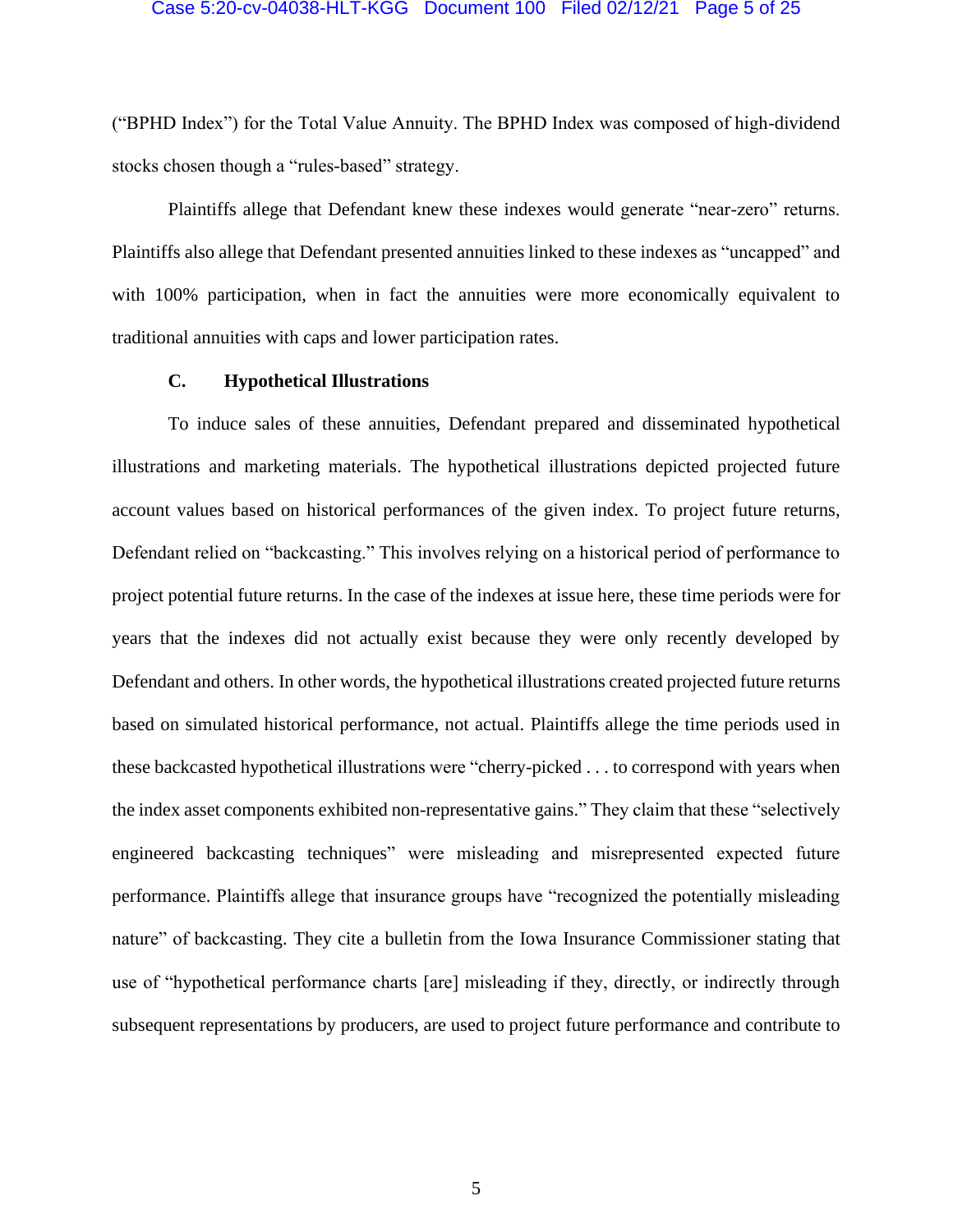("BPHD Index") for the Total Value Annuity. The BPHD Index was composed of high-dividend stocks chosen though a "rules-based" strategy.

Plaintiffs allege that Defendant knew these indexes would generate "near-zero" returns. Plaintiffs also allege that Defendant presented annuities linked to these indexes as "uncapped" and with 100% participation, when in fact the annuities were more economically equivalent to traditional annuities with caps and lower participation rates.

### C. Hypothetical Illustrations

To induce sales of these annuities, Defendant prepared and disseminated hypothetical illustrations and marketing materials. The hypothetical illustrations depicted projected future account values based on historical performances of the given index. To project future returns, Defendant relied on "backcasting." This involves relying on a historical period of performance to project potential future returns. In the case of the indexes at issue here, these time periods were for years that the indexes did not actually exist because they were only recently developed by Defendant and others. In other words, the hypothetical illustrations created projected future returns based on simulated historical performance, not actual. Plaintiffs allege the time periods used in these backcasted hypothetical illustrations were "cherry-picked . . . to correspond with years when the index asset components exhibited non-representative gains." They claim that these "selectively engineered backcasting techniques" were misleading and misrepresented expected future performance. Plaintiffs allege that insurance groups have "recognized the potentially misleading nature" of backcasting. They cite a bulletin from the Iowa Insurance Commissioner stating that use of "hypothetical performance charts [are] misleading if they, directly, or indirectly through subsequent representations by producers, are used to project future performance and contribute to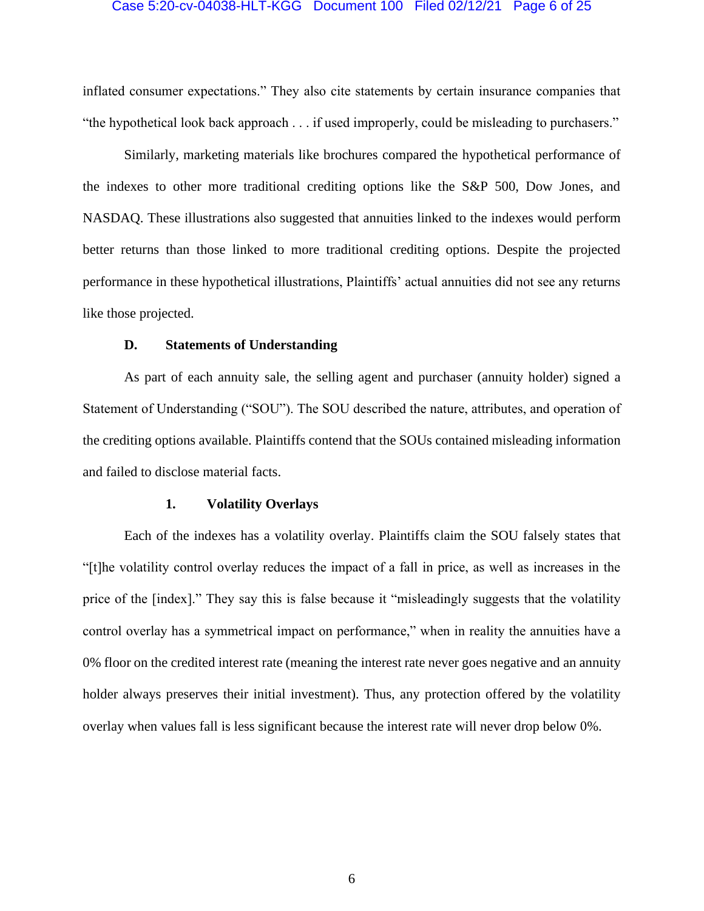inflated consumer expectations." They also cite statements by certain insurance companies that "the hypothetical look back approach . . . if used improperly, could be misleading to purchasers."

Similarly, marketing materials like brochures compared the hypothetical performance of the indexes to other more traditional crediting options like the S&P 500, Dow Jones, and NASDAQ. These illustrations also suggested that annuities linked to the indexes would perform better returns than those linked to more traditional crediting options. Despite the projected performance in these hypothetical illustrations, Plaintiffs' actual annuities did not see any returns like those projected.

### D. Statements of Understanding

As part of each annuity sale, the selling agent and purchaser (annuity holder) signed a Statement of Understanding ("SOU"). The SOU described the nature, attributes, and operation of the crediting options available. Plaintiffs contend that the SOUs contained misleading information and failed to disclose material facts.

#### 1. Volatility Overlays

Each of the indexes has a volatility overlay. Plaintiffs claim the SOU falsely states that "[t]he volatility control overlay reduces the impact of a fall in price, as well as increases in the price of the [index]." They say this is false because it "misleadingly suggests that the volatility control overlay has a symmetrical impact on performance," when in reality the annuities have a 0% floor on the credited interest rate (meaning the interest rate never goes negative and an annuity holder always preserves their initial investment). Thus, any protection offered by the volatility overlay when values fall is less significant because the interest rate will never drop below 0%.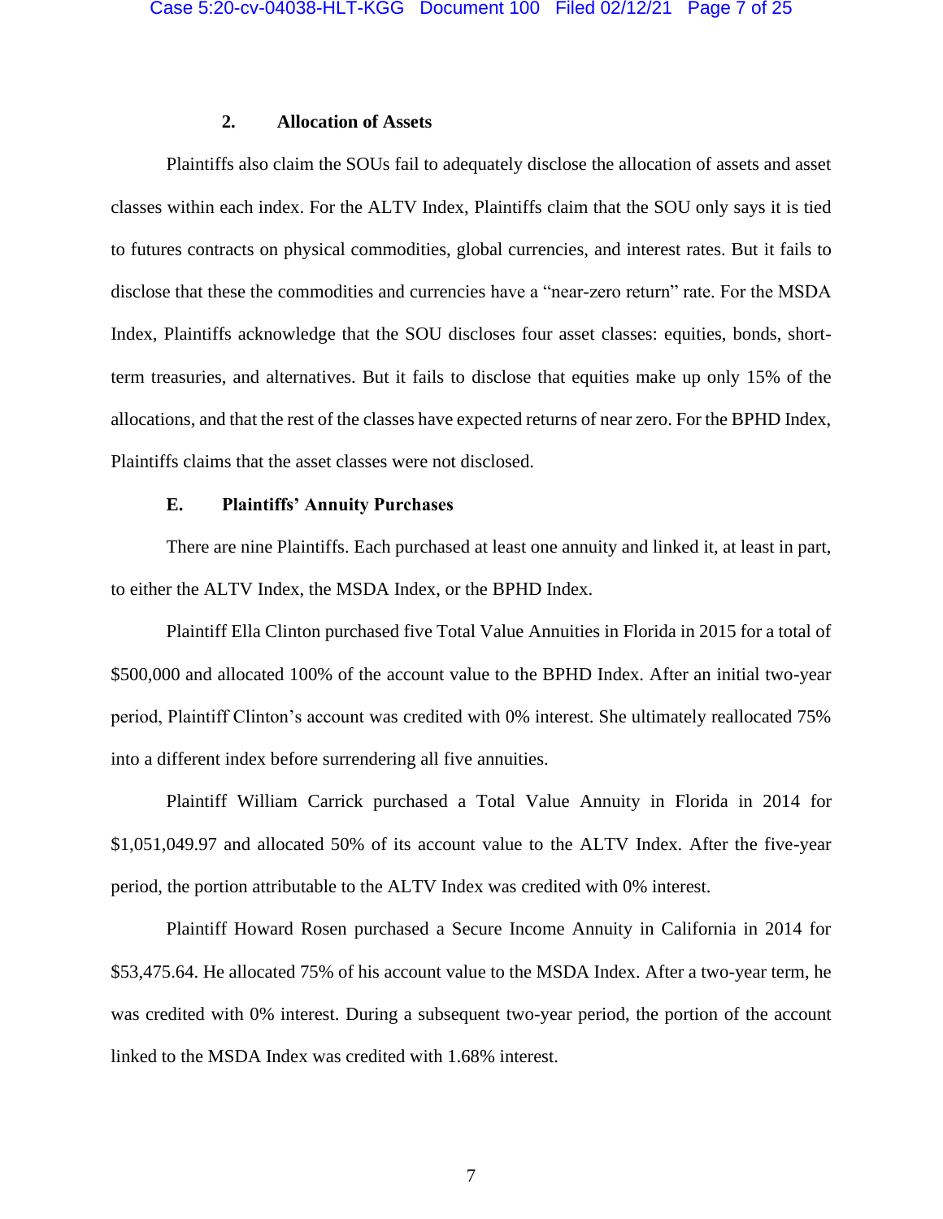### 2. Allocation of Assets

Plaintiffs also claim the SOUs fail to adequately disclose the allocation of assets and asset classes within each index. For the ALTV Index, Plaintiffs claim that the SOU only says it is tied to futures contracts on physical commodities, global currencies, and interest rates. But it fails to disclose that these the commodities and currencies have a "near-zero return" rate. For the MSDA Index, Plaintiffs acknowledge that the SOU discloses four asset classes: equities, bonds, short-term treasuries, and alternatives. But it fails to disclose that equities make up only 15% of the allocations, and that the rest of the classes have expected returns of near zero. For the BPHD Index, Plaintiffs claims that the asset classes were not disclosed.

## E. Plaintiffs' Annuity Purchases

There are nine Plaintiffs. Each purchased at least one annuity and linked it, at least in part, to either the ALTV Index, the MSDA Index, or the BPHD Index.

Plaintiff Ella Clinton purchased five Total Value Annuities in Florida in 2015 for a total of $500,000 and allocated 100% of the account value to the BPHD Index. After an initial two-year period, Plaintiff Clinton's account was credited with 0% interest. She ultimately reallocated 75% into a different index before surrendering all five annuities.

Plaintiff William Carrick purchased a Total Value Annuity in Florida in 2014 for $1,051,049.97 and allocated 50% of its account value to the ALTV Index. After the five-year period, the portion attributable to the ALTV Index was credited with 0% interest.

Plaintiff Howard Rosen purchased a Secure Income Annuity in California in 2014 for $53,475.64. He allocated 75% of his account value to the MSDA Index. After a two-year term, he was credited with 0% interest. During a subsequent two-year period, the portion of the account linked to the MSDA Index was credited with 1.68% interest.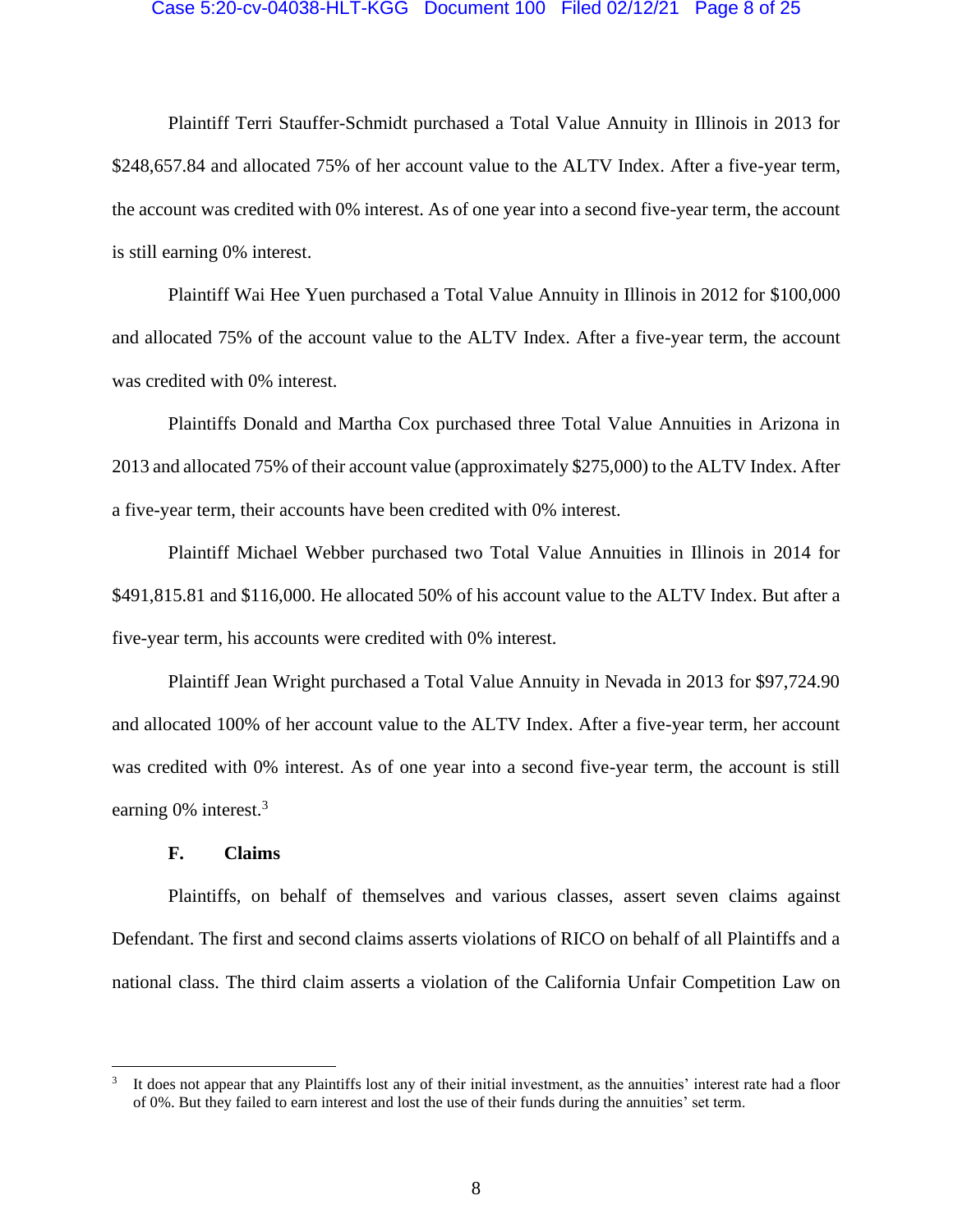Plaintiff Terri Stauffer-Schmidt purchased a Total Value Annuity in Illinois in 2013 for $248,657.84 and allocated 75% of her account value to the ALTV Index. After a five-year term, the account was credited with 0% interest. As of one year into a second five-year term, the account is still earning 0% interest.

Plaintiff Wai Hee Yuen purchased a Total Value Annuity in Illinois in 2012 for $100,000 and allocated 75% of the account value to the ALTV Index. After a five-year term, the account was credited with 0% interest.

Plaintiffs Donald and Martha Cox purchased three Total Value Annuities in Arizona in 2013 and allocated 75% of their account value (approximately $275,000) to the ALTV Index. After a five-year term, their accounts have been credited with 0% interest.

Plaintiff Michael Webber purchased two Total Value Annuities in Illinois in 2014 for $491,815.81 and $116,000. He allocated 50% of his account value to the ALTV Index. But after a five-year term, his accounts were credited with 0% interest.

Plaintiff Jean Wright purchased a Total Value Annuity in Nevada in 2013 for $97,724.90 and allocated 100% of her account value to the ALTV Index. After a five-year term, her account was credited with 0% interest. As of one year into a second five-year term, the account is still earning 0% interest.[3]

### F. Claims

Plaintiffs, on behalf of themselves and various classes, assert seven claims against Defendant. The first and second claims asserts violations of RICO on behalf of all Plaintiffs and a national class. The third claim asserts a violation of the California Unfair Competition Law on

---

[3] It does not appear that any Plaintiffs lost any of their initial investment, as the annuities' interest rate had a floor of 0%. But they failed to earn interest and lost the use of their funds during the annuities' set term.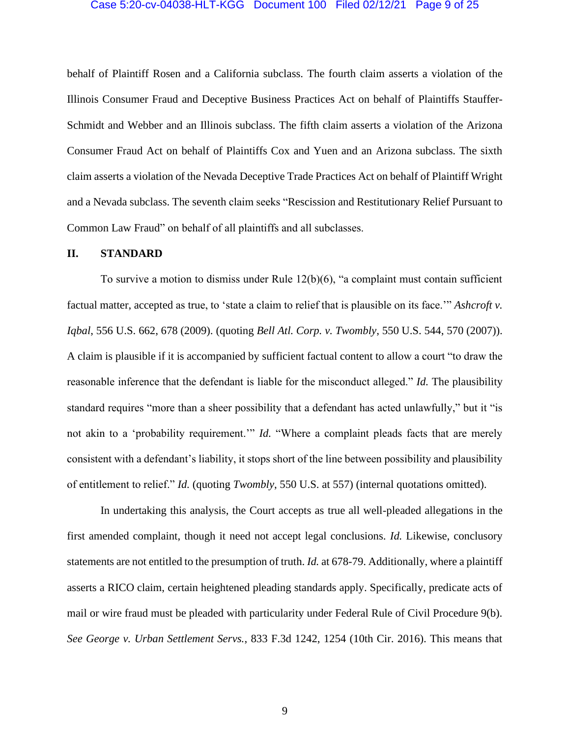behalf of Plaintiff Rosen and a California subclass. The fourth claim asserts a violation of the Illinois Consumer Fraud and Deceptive Business Practices Act on behalf of Plaintiffs Stauffer-Schmidt and Webber and an Illinois subclass. The fifth claim asserts a violation of the Arizona Consumer Fraud Act on behalf of Plaintiffs Cox and Yuen and an Arizona subclass. The sixth claim asserts a violation of the Nevada Deceptive Trade Practices Act on behalf of Plaintiff Wright and a Nevada subclass. The seventh claim seeks "Rescission and Restitutionary Relief Pursuant to Common Law Fraud" on behalf of all plaintiffs and all subclasses.

## II. STANDARD

To survive a motion to dismiss under Rule 12(b)(6), "a complaint must contain sufficient factual matter, accepted as true, to 'state a claim to relief that is plausible on its face.'" *Ashcroft v. Iqbal*, 556 U.S. 662, 678 (2009). (quoting *Bell Atl. Corp. v. Twombly*, 550 U.S. 544, 570 (2007)). A claim is plausible if it is accompanied by sufficient factual content to allow a court "to draw the reasonable inference that the defendant is liable for the misconduct alleged." *Id.* The plausibility standard requires "more than a sheer possibility that a defendant has acted unlawfully," but it "is not akin to a 'probability requirement.'" *Id.* "Where a complaint pleads facts that are merely consistent with a defendant's liability, it stops short of the line between possibility and plausibility of entitlement to relief." *Id.* (quoting *Twombly*, 550 U.S. at 557) (internal quotations omitted).

In undertaking this analysis, the Court accepts as true all well-pleaded allegations in the first amended complaint, though it need not accept legal conclusions. *Id.* Likewise, conclusory statements are not entitled to the presumption of truth. *Id.* at 678-79. Additionally, where a plaintiff asserts a RICO claim, certain heightened pleading standards apply. Specifically, predicate acts of mail or wire fraud must be pleaded with particularity under Federal Rule of Civil Procedure 9(b). *See George v. Urban Settlement Servs.*, 833 F.3d 1242, 1254 (10th Cir. 2016). This means that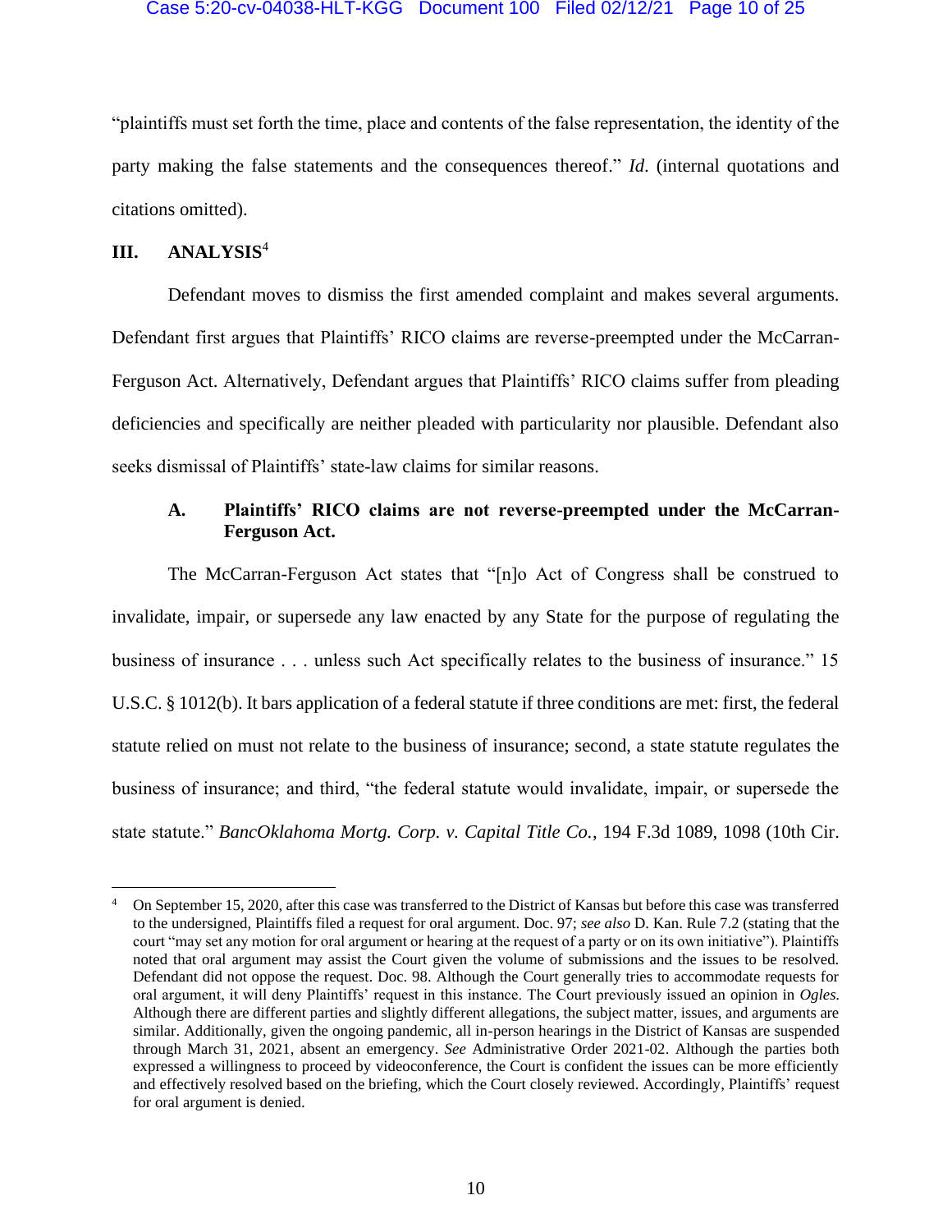"plaintiffs must set forth the time, place and contents of the false representation, the identity of the party making the false statements and the consequences thereof." *Id.* (internal quotations and citations omitted).

## III. ANALYSIS[4]

Defendant moves to dismiss the first amended complaint and makes several arguments. Defendant first argues that Plaintiffs' RICO claims are reverse-preempted under the McCarran-Ferguson Act. Alternatively, Defendant argues that Plaintiffs' RICO claims suffer from pleading deficiencies and specifically are neither pleaded with particularity nor plausible. Defendant also seeks dismissal of Plaintiffs' state-law claims for similar reasons.

### A. Plaintiffs' RICO claims are not reverse-preempted under the McCarran-Ferguson Act.

The McCarran-Ferguson Act states that "[n]o Act of Congress shall be construed to invalidate, impair, or supersede any law enacted by any State for the purpose of regulating the business of insurance . . . unless such Act specifically relates to the business of insurance." 15 U.S.C. § 1012(b). It bars application of a federal statute if three conditions are met: first, the federal statute relied on must not relate to the business of insurance; second, a state statute regulates the business of insurance; and third, "the federal statute would invalidate, impair, or supersede the state statute." *BancOklahoma Mortg. Corp. v. Capital Title Co.*, 194 F.3d 1089, 1098 (10th Cir.

---

[4] On September 15, 2020, after this case was transferred to the District of Kansas but before this case was transferred to the undersigned, Plaintiffs filed a request for oral argument. Doc. 97; *see also* D. Kan. Rule 7.2 (stating that the court "may set any motion for oral argument or hearing at the request of a party or on its own initiative"). Plaintiffs noted that oral argument may assist the Court given the volume of submissions and the issues to be resolved. Defendant did not oppose the request. Doc. 98. Although the Court generally tries to accommodate requests for oral argument, it will deny Plaintiffs' request in this instance. The Court previously issued an opinion in *Ogles.* Although there are different parties and slightly different allegations, the subject matter, issues, and arguments are similar. Additionally, given the ongoing pandemic, all in-person hearings in the District of Kansas are suspended through March 31, 2021, absent an emergency. *See* Administrative Order 2021-02. Although the parties both expressed a willingness to proceed by videoconference, the Court is confident the issues can be more efficiently and effectively resolved based on the briefing, which the Court closely reviewed. Accordingly, Plaintiffs' request for oral argument is denied.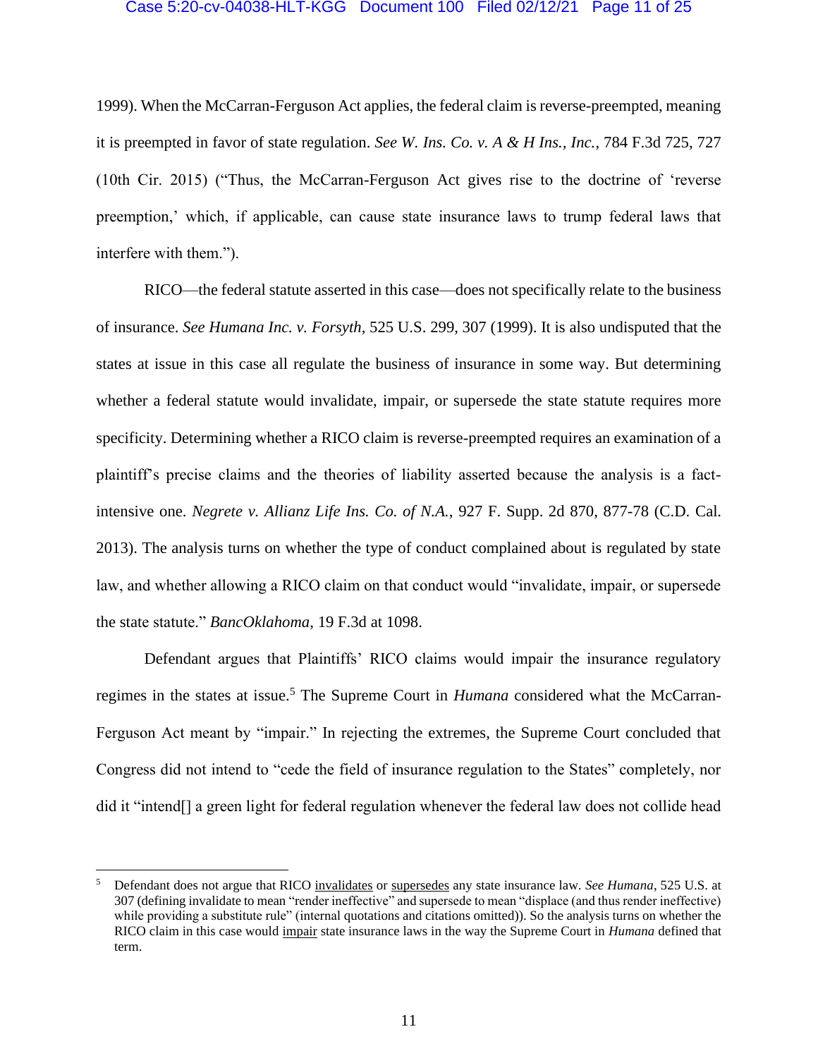1999). When the McCarran-Ferguson Act applies, the federal claim is reverse-preempted, meaning it is preempted in favor of state regulation. *See W. Ins. Co. v. A & H Ins., Inc.*, 784 F.3d 725, 727 (10th Cir. 2015) ("Thus, the McCarran-Ferguson Act gives rise to the doctrine of 'reverse preemption,' which, if applicable, can cause state insurance laws to trump federal laws that interfere with them.").

RICO—the federal statute asserted in this case—does not specifically relate to the business of insurance. *See Humana Inc. v. Forsyth*, 525 U.S. 299, 307 (1999). It is also undisputed that the states at issue in this case all regulate the business of insurance in some way. But determining whether a federal statute would invalidate, impair, or supersede the state statute requires more specificity. Determining whether a RICO claim is reverse-preempted requires an examination of a plaintiff's precise claims and the theories of liability asserted because the analysis is a fact-intensive one. *Negrete v. Allianz Life Ins. Co. of N.A.*, 927 F. Supp. 2d 870, 877-78 (C.D. Cal. 2013). The analysis turns on whether the type of conduct complained about is regulated by state law, and whether allowing a RICO claim on that conduct would "invalidate, impair, or supersede the state statute." *BancOklahoma*, 19 F.3d at 1098.

Defendant argues that Plaintiffs' RICO claims would impair the insurance regulatory regimes in the states at issue.[5] The Supreme Court in *Humana* considered what the McCarran-Ferguson Act meant by "impair." In rejecting the extremes, the Supreme Court concluded that Congress did not intend to "cede the field of insurance regulation to the States" completely, nor did it "intend[] a green light for federal regulation whenever the federal law does not collide head

---

[5] Defendant does not argue that RICO <u>invalidates</u> or <u>supersedes</u> any state insurance law. *See Humana*, 525 U.S. at 307 (defining invalidate to mean "render ineffective" and supersede to mean "displace (and thus render ineffective) while providing a substitute rule" (internal quotations and citations omitted)). So the analysis turns on whether the RICO claim in this case would <u>impair</u> state insurance laws in the way the Supreme Court in *Humana* defined that term.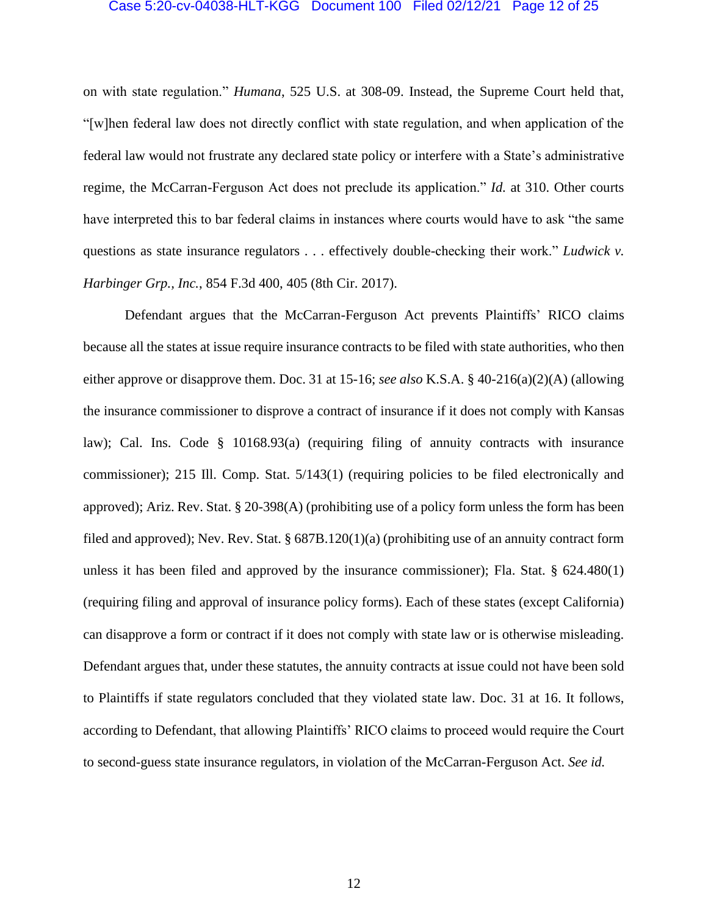on with state regulation." *Humana*, 525 U.S. at 308-09. Instead, the Supreme Court held that, "[w]hen federal law does not directly conflict with state regulation, and when application of the federal law would not frustrate any declared state policy or interfere with a State's administrative regime, the McCarran-Ferguson Act does not preclude its application." *Id.* at 310. Other courts have interpreted this to bar federal claims in instances where courts would have to ask "the same questions as state insurance regulators . . . effectively double-checking their work." *Ludwick v. Harbinger Grp., Inc.*, 854 F.3d 400, 405 (8th Cir. 2017).

Defendant argues that the McCarran-Ferguson Act prevents Plaintiffs' RICO claims because all the states at issue require insurance contracts to be filed with state authorities, who then either approve or disapprove them. Doc. 31 at 15-16; *see also* K.S.A. § 40-216(a)(2)(A) (allowing the insurance commissioner to disprove a contract of insurance if it does not comply with Kansas law); Cal. Ins. Code § 10168.93(a) (requiring filing of annuity contracts with insurance commissioner); 215 Ill. Comp. Stat. 5/143(1) (requiring policies to be filed electronically and approved); Ariz. Rev. Stat. § 20-398(A) (prohibiting use of a policy form unless the form has been filed and approved); Nev. Rev. Stat. § 687B.120(1)(a) (prohibiting use of an annuity contract form unless it has been filed and approved by the insurance commissioner); Fla. Stat. § 624.480(1) (requiring filing and approval of insurance policy forms). Each of these states (except California) can disapprove a form or contract if it does not comply with state law or is otherwise misleading. Defendant argues that, under these statutes, the annuity contracts at issue could not have been sold to Plaintiffs if state regulators concluded that they violated state law. Doc. 31 at 16. It follows, according to Defendant, that allowing Plaintiffs' RICO claims to proceed would require the Court to second-guess state insurance regulators, in violation of the McCarran-Ferguson Act. *See id.*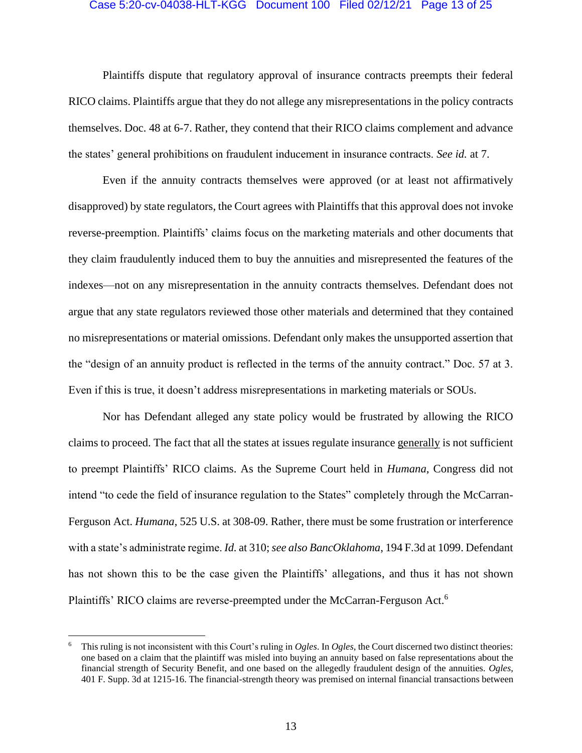Plaintiffs dispute that regulatory approval of insurance contracts preempts their federal RICO claims. Plaintiffs argue that they do not allege any misrepresentations in the policy contracts themselves. Doc. 48 at 6-7. Rather, they contend that their RICO claims complement and advance the states' general prohibitions on fraudulent inducement in insurance contracts. *See id.* at 7.

Even if the annuity contracts themselves were approved (or at least not affirmatively disapproved) by state regulators, the Court agrees with Plaintiffs that this approval does not invoke reverse-preemption. Plaintiffs' claims focus on the marketing materials and other documents that they claim fraudulently induced them to buy the annuities and misrepresented the features of the indexes—not on any misrepresentation in the annuity contracts themselves. Defendant does not argue that any state regulators reviewed those other materials and determined that they contained no misrepresentations or material omissions. Defendant only makes the unsupported assertion that the "design of an annuity product is reflected in the terms of the annuity contract." Doc. 57 at 3. Even if this is true, it doesn't address misrepresentations in marketing materials or SOUs.

Nor has Defendant alleged any state policy would be frustrated by allowing the RICO claims to proceed. The fact that all the states at issues regulate insurance <u>generally</u> is not sufficient to preempt Plaintiffs' RICO claims. As the Supreme Court held in *Humana*, Congress did not intend "to cede the field of insurance regulation to the States" completely through the McCarran-Ferguson Act. *Humana*, 525 U.S. at 308-09. Rather, there must be some frustration or interference with a state's administrate regime. *Id.* at 310; *see also BancOklahoma*, 194 F.3d at 1099. Defendant has not shown this to be the case given the Plaintiffs' allegations, and thus it has not shown Plaintiffs' RICO claims are reverse-preempted under the McCarran-Ferguson Act.[6]

---

[6] This ruling is not inconsistent with this Court's ruling in *Ogles*. In *Ogles*, the Court discerned two distinct theories: one based on a claim that the plaintiff was misled into buying an annuity based on false representations about the financial strength of Security Benefit, and one based on the allegedly fraudulent design of the annuities. *Ogles*, 401 F. Supp. 3d at 1215-16. The financial-strength theory was premised on internal financial transactions between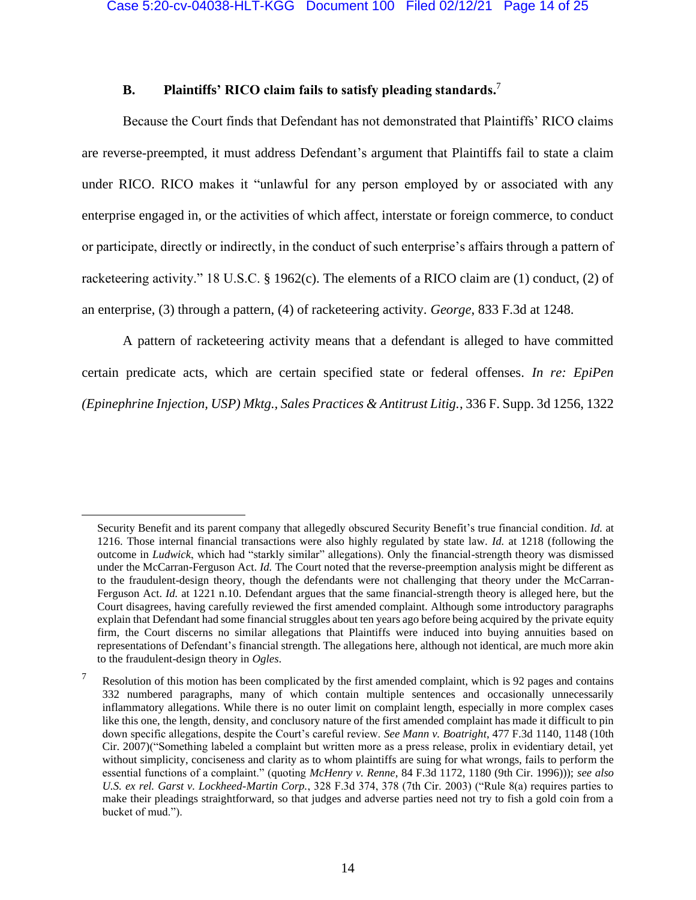### B. Plaintiffs' RICO claim fails to satisfy pleading standards.[7]

Because the Court finds that Defendant has not demonstrated that Plaintiffs' RICO claims are reverse-preempted, it must address Defendant's argument that Plaintiffs fail to state a claim under RICO. RICO makes it "unlawful for any person employed by or associated with any enterprise engaged in, or the activities of which affect, interstate or foreign commerce, to conduct or participate, directly or indirectly, in the conduct of such enterprise's affairs through a pattern of racketeering activity." 18 U.S.C. § 1962(c). The elements of a RICO claim are (1) conduct, (2) of an enterprise, (3) through a pattern, (4) of racketeering activity. *George*, 833 F.3d at 1248.

A pattern of racketeering activity means that a defendant is alleged to have committed certain predicate acts, which are certain specified state or federal offenses. *In re: EpiPen (Epinephrine Injection, USP) Mktg., Sales Practices & Antitrust Litig.*, 336 F. Supp. 3d 1256, 1322

---

Security Benefit and its parent company that allegedly obscured Security Benefit's true financial condition. *Id.* at 1216. Those internal financial transactions were also highly regulated by state law. *Id.* at 1218 (following the outcome in *Ludwick*, which had "starkly similar" allegations). Only the financial-strength theory was dismissed under the McCarran-Ferguson Act. *Id.* The Court noted that the reverse-preemption analysis might be different as to the fraudulent-design theory, though the defendants were not challenging that theory under the McCarran-Ferguson Act. *Id.* at 1221 n.10. Defendant argues that the same financial-strength theory is alleged here, but the Court disagrees, having carefully reviewed the first amended complaint. Although some introductory paragraphs explain that Defendant had some financial struggles about ten years ago before being acquired by the private equity firm, the Court discerns no similar allegations that Plaintiffs were induced into buying annuities based on representations of Defendant's financial strength. The allegations here, although not identical, are much more akin to the fraudulent-design theory in *Ogles*.

[7] Resolution of this motion has been complicated by the first amended complaint, which is 92 pages and contains 332 numbered paragraphs, many of which contain multiple sentences and occasionally unnecessarily inflammatory allegations. While there is no outer limit on complaint length, especially in more complex cases like this one, the length, density, and conclusory nature of the first amended complaint has made it difficult to pin down specific allegations, despite the Court's careful review. *See Mann v. Boatright*, 477 F.3d 1140, 1148 (10th Cir. 2007)("Something labeled a complaint but written more as a press release, prolix in evidentiary detail, yet without simplicity, conciseness and clarity as to whom plaintiffs are suing for what wrongs, fails to perform the essential functions of a complaint." (quoting *McHenry v. Renne*, 84 F.3d 1172, 1180 (9th Cir. 1996))); *see also U.S. ex rel. Garst v. Lockheed-Martin Corp.*, 328 F.3d 374, 378 (7th Cir. 2003) ("Rule 8(a) requires parties to make their pleadings straightforward, so that judges and adverse parties need not try to fish a gold coin from a bucket of mud.").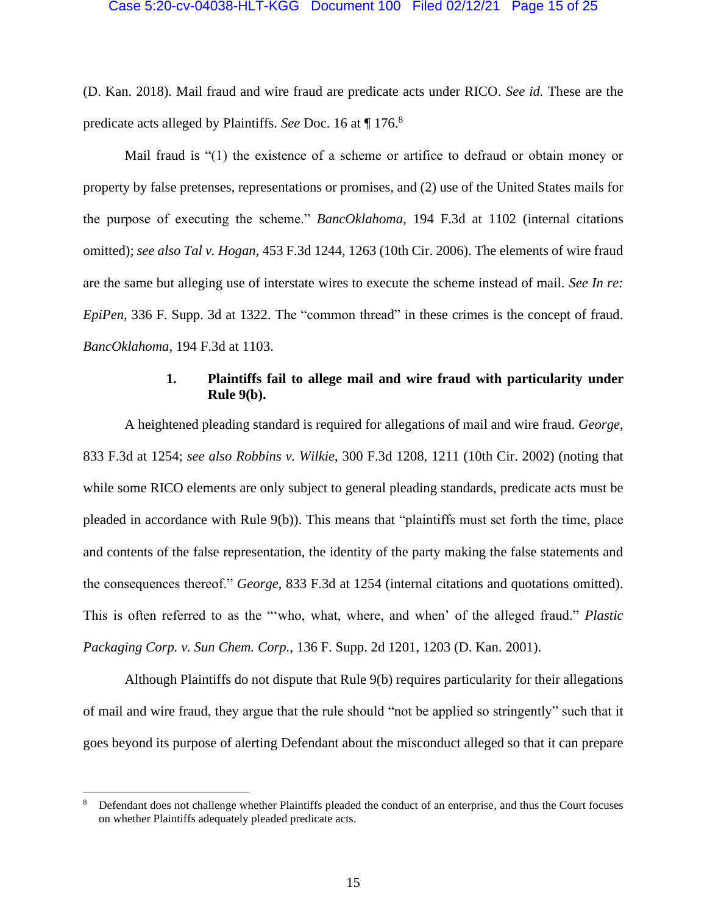(D. Kan. 2018). Mail fraud and wire fraud are predicate acts under RICO. *See id.* These are the predicate acts alleged by Plaintiffs. *See* Doc. 16 at ¶ 176.[8]

Mail fraud is "(1) the existence of a scheme or artifice to defraud or obtain money or property by false pretenses, representations or promises, and (2) use of the United States mails for the purpose of executing the scheme." *BancOklahoma*, 194 F.3d at 1102 (internal citations omitted); *see also Tal v. Hogan*, 453 F.3d 1244, 1263 (10th Cir. 2006). The elements of wire fraud are the same but alleging use of interstate wires to execute the scheme instead of mail. *See In re: EpiPen*, 336 F. Supp. 3d at 1322. The "common thread" in these crimes is the concept of fraud. *BancOklahoma*, 194 F.3d at 1103.

### 1. Plaintiffs fail to allege mail and wire fraud with particularity under Rule 9(b).

A heightened pleading standard is required for allegations of mail and wire fraud. *George*, 833 F.3d at 1254; *see also Robbins v. Wilkie*, 300 F.3d 1208, 1211 (10th Cir. 2002) (noting that while some RICO elements are only subject to general pleading standards, predicate acts must be pleaded in accordance with Rule 9(b)). This means that "plaintiffs must set forth the time, place and contents of the false representation, the identity of the party making the false statements and the consequences thereof." *George*, 833 F.3d at 1254 (internal citations and quotations omitted). This is often referred to as the "'who, what, where, and when' of the alleged fraud." *Plastic Packaging Corp. v. Sun Chem. Corp.*, 136 F. Supp. 2d 1201, 1203 (D. Kan. 2001).

Although Plaintiffs do not dispute that Rule 9(b) requires particularity for their allegations of mail and wire fraud, they argue that the rule should "not be applied so stringently" such that it goes beyond its purpose of alerting Defendant about the misconduct alleged so that it can prepare

---

[8] Defendant does not challenge whether Plaintiffs pleaded the conduct of an enterprise, and thus the Court focuses on whether Plaintiffs adequately pleaded predicate acts.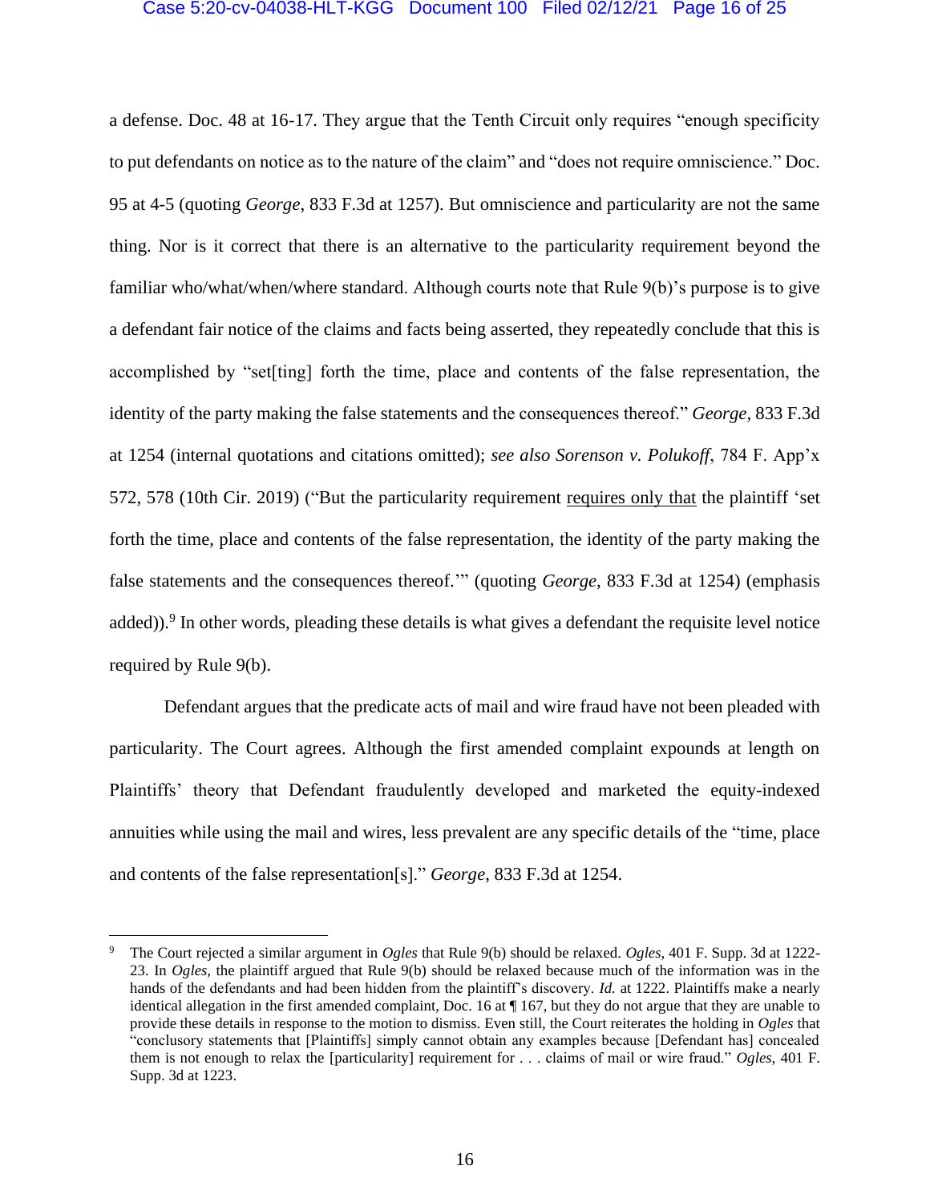a defense. Doc. 48 at 16-17. They argue that the Tenth Circuit only requires "enough specificity to put defendants on notice as to the nature of the claim" and "does not require omniscience." Doc. 95 at 4-5 (quoting *George*, 833 F.3d at 1257). But omniscience and particularity are not the same thing. Nor is it correct that there is an alternative to the particularity requirement beyond the familiar who/what/when/where standard. Although courts note that Rule 9(b)'s purpose is to give a defendant fair notice of the claims and facts being asserted, they repeatedly conclude that this is accomplished by "set[ting] forth the time, place and contents of the false representation, the identity of the party making the false statements and the consequences thereof." *George*, 833 F.3d at 1254 (internal quotations and citations omitted); *see also Sorenson v. Polukoff*, 784 F. App'x 572, 578 (10th Cir. 2019) ("But the particularity requirement <u>requires only that</u> the plaintiff 'set forth the time, place and contents of the false representation, the identity of the party making the false statements and the consequences thereof.'" (quoting *George*, 833 F.3d at 1254) (emphasis added)).[9] In other words, pleading these details is what gives a defendant the requisite level notice required by Rule 9(b).

Defendant argues that the predicate acts of mail and wire fraud have not been pleaded with particularity. The Court agrees. Although the first amended complaint expounds at length on Plaintiffs' theory that Defendant fraudulently developed and marketed the equity-indexed annuities while using the mail and wires, less prevalent are any specific details of the "time, place and contents of the false representation[s]." *George*, 833 F.3d at 1254.

---

[9] The Court rejected a similar argument in *Ogles* that Rule 9(b) should be relaxed. *Ogles*, 401 F. Supp. 3d at 1222-23. In *Ogles*, the plaintiff argued that Rule 9(b) should be relaxed because much of the information was in the hands of the defendants and had been hidden from the plaintiff's discovery. *Id.* at 1222. Plaintiffs make a nearly identical allegation in the first amended complaint, Doc. 16 at ¶ 167, but they do not argue that they are unable to provide these details in response to the motion to dismiss. Even still, the Court reiterates the holding in *Ogles* that "conclusory statements that [Plaintiffs] simply cannot obtain any examples because [Defendant has] concealed them is not enough to relax the [particularity] requirement for . . . claims of mail or wire fraud." *Ogles*, 401 F. Supp. 3d at 1223.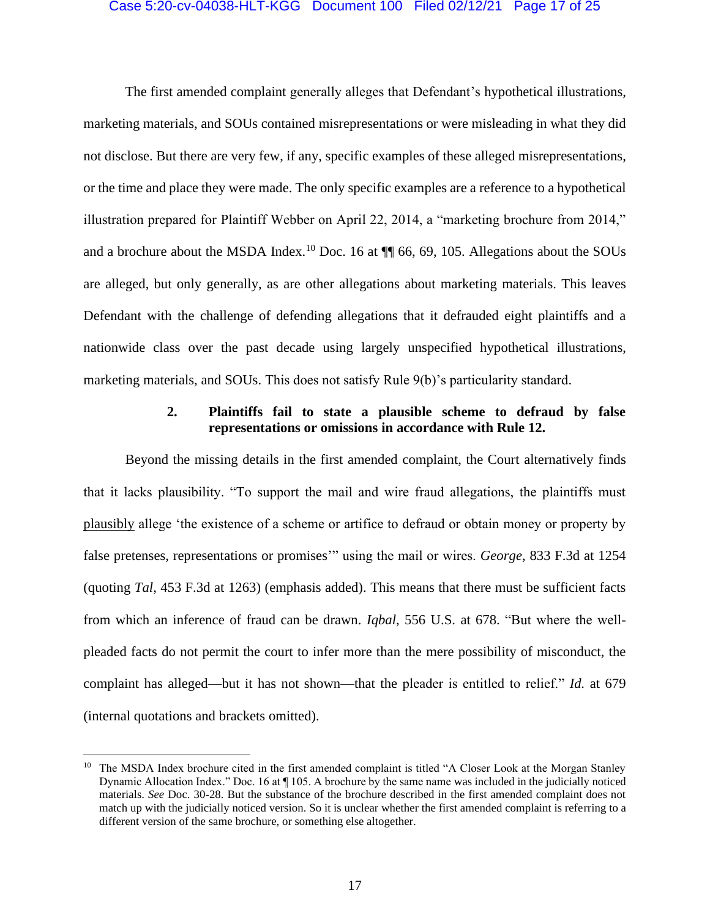The first amended complaint generally alleges that Defendant's hypothetical illustrations, marketing materials, and SOUs contained misrepresentations or were misleading in what they did not disclose. But there are very few, if any, specific examples of these alleged misrepresentations, or the time and place they were made. The only specific examples are a reference to a hypothetical illustration prepared for Plaintiff Webber on April 22, 2014, a "marketing brochure from 2014," and a brochure about the MSDA Index.[10] Doc. 16 at ¶¶ 66, 69, 105. Allegations about the SOUs are alleged, but only generally, as are other allegations about marketing materials. This leaves Defendant with the challenge of defending allegations that it defrauded eight plaintiffs and a nationwide class over the past decade using largely unspecified hypothetical illustrations, marketing materials, and SOUs. This does not satisfy Rule 9(b)'s particularity standard.

### 2. Plaintiffs fail to state a plausible scheme to defraud by false representations or omissions in accordance with Rule 12.

Beyond the missing details in the first amended complaint, the Court alternatively finds that it lacks plausibility. "To support the mail and wire fraud allegations, the plaintiffs must plausibly allege 'the existence of a scheme or artifice to defraud or obtain money or property by false pretenses, representations or promises'" using the mail or wires. *George*, 833 F.3d at 1254 (quoting *Tal*, 453 F.3d at 1263) (emphasis added). This means that there must be sufficient facts from which an inference of fraud can be drawn. *Iqbal*, 556 U.S. at 678. "But where the well-pleaded facts do not permit the court to infer more than the mere possibility of misconduct, the complaint has alleged—but it has not shown—that the pleader is entitled to relief." *Id.* at 679 (internal quotations and brackets omitted).

---

[10] The MSDA Index brochure cited in the first amended complaint is titled "A Closer Look at the Morgan Stanley Dynamic Allocation Index." Doc. 16 at ¶ 105. A brochure by the same name was included in the judicially noticed materials. *See* Doc. 30-28. But the substance of the brochure described in the first amended complaint does not match up with the judicially noticed version. So it is unclear whether the first amended complaint is referring to a different version of the same brochure, or something else altogether.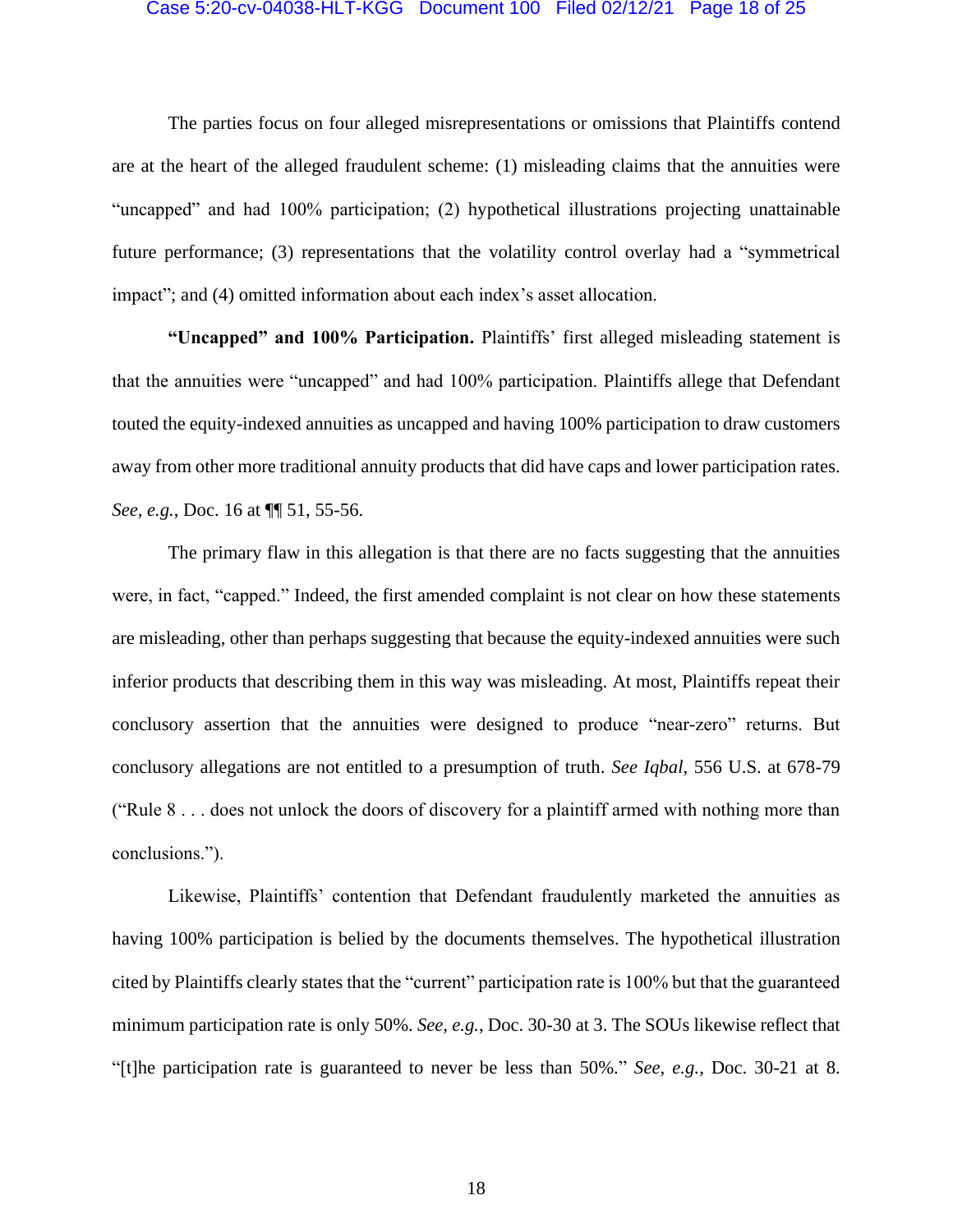The parties focus on four alleged misrepresentations or omissions that Plaintiffs contend are at the heart of the alleged fraudulent scheme: (1) misleading claims that the annuities were "uncapped" and had 100% participation; (2) hypothetical illustrations projecting unattainable future performance; (3) representations that the volatility control overlay had a "symmetrical impact"; and (4) omitted information about each index's asset allocation.

**"Uncapped" and 100% Participation.** Plaintiffs' first alleged misleading statement is that the annuities were "uncapped" and had 100% participation. Plaintiffs allege that Defendant touted the equity-indexed annuities as uncapped and having 100% participation to draw customers away from other more traditional annuity products that did have caps and lower participation rates. *See, e.g.*, Doc. 16 at ¶¶ 51, 55-56.

The primary flaw in this allegation is that there are no facts suggesting that the annuities were, in fact, "capped." Indeed, the first amended complaint is not clear on how these statements are misleading, other than perhaps suggesting that because the equity-indexed annuities were such inferior products that describing them in this way was misleading. At most, Plaintiffs repeat their conclusory assertion that the annuities were designed to produce "near-zero" returns. But conclusory allegations are not entitled to a presumption of truth. *See Iqbal*, 556 U.S. at 678-79 ("Rule 8 . . . does not unlock the doors of discovery for a plaintiff armed with nothing more than conclusions.").

Likewise, Plaintiffs' contention that Defendant fraudulently marketed the annuities as having 100% participation is belied by the documents themselves. The hypothetical illustration cited by Plaintiffs clearly states that the "current" participation rate is 100% but that the guaranteed minimum participation rate is only 50%. *See, e.g.*, Doc. 30-30 at 3. The SOUs likewise reflect that "[t]he participation rate is guaranteed to never be less than 50%." *See, e.g.*, Doc. 30-21 at 8.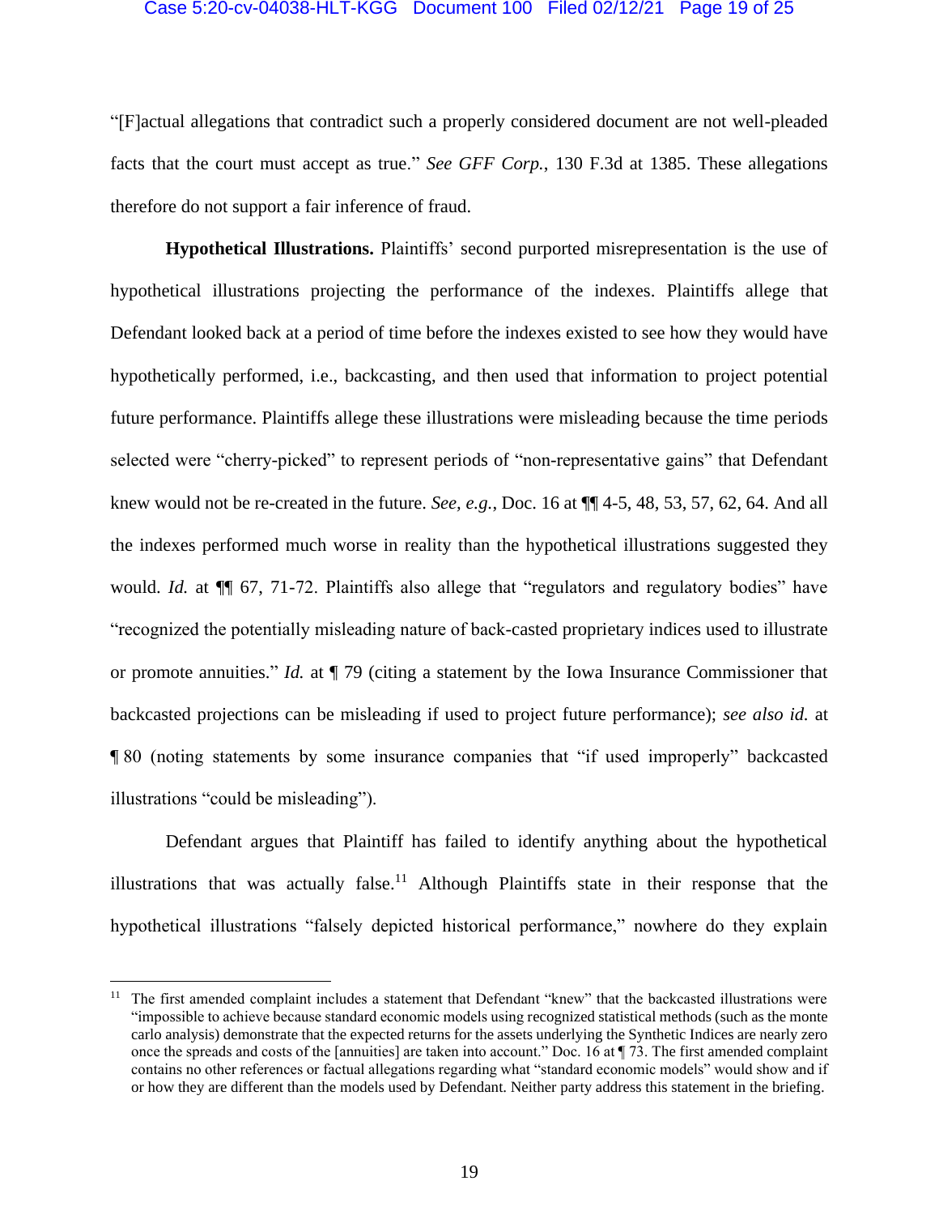"[F]actual allegations that contradict such a properly considered document are not well-pleaded facts that the court must accept as true." *See GFF Corp.*, 130 F.3d at 1385. These allegations therefore do not support a fair inference of fraud.

**Hypothetical Illustrations.** Plaintiffs' second purported misrepresentation is the use of hypothetical illustrations projecting the performance of the indexes. Plaintiffs allege that Defendant looked back at a period of time before the indexes existed to see how they would have hypothetically performed, i.e., backcasting, and then used that information to project potential future performance. Plaintiffs allege these illustrations were misleading because the time periods selected were "cherry-picked" to represent periods of "non-representative gains" that Defendant knew would not be re-created in the future. *See, e.g.*, Doc. 16 at ¶¶ 4-5, 48, 53, 57, 62, 64. And all the indexes performed much worse in reality than the hypothetical illustrations suggested they would. *Id.* at ¶¶ 67, 71-72. Plaintiffs also allege that "regulators and regulatory bodies" have "recognized the potentially misleading nature of back-casted proprietary indices used to illustrate or promote annuities." *Id.* at ¶ 79 (citing a statement by the Iowa Insurance Commissioner that backcasted projections can be misleading if used to project future performance); *see also id.* at ¶ 80 (noting statements by some insurance companies that "if used improperly" backcasted illustrations "could be misleading").

Defendant argues that Plaintiff has failed to identify anything about the hypothetical illustrations that was actually false.[11] Although Plaintiffs state in their response that the hypothetical illustrations "falsely depicted historical performance," nowhere do they explain

[11] The first amended complaint includes a statement that Defendant "knew" that the backcasted illustrations were "impossible to achieve because standard economic models using recognized statistical methods (such as the monte carlo analysis) demonstrate that the expected returns for the assets underlying the Synthetic Indices are nearly zero once the spreads and costs of the [annuities] are taken into account." Doc. 16 at ¶ 73. The first amended complaint contains no other references or factual allegations regarding what "standard economic models" would show and if or how they are different than the models used by Defendant. Neither party address this statement in the briefing.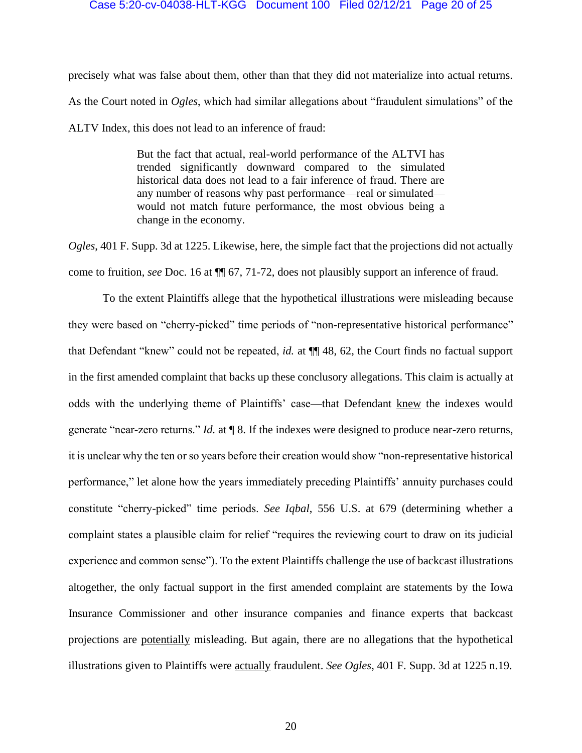precisely what was false about them, other than that they did not materialize into actual returns. As the Court noted in *Ogles*, which had similar allegations about "fraudulent simulations" of the ALTV Index, this does not lead to an inference of fraud:

> But the fact that actual, real-world performance of the ALTVI has trended significantly downward compared to the simulated historical data does not lead to a fair inference of fraud. There are any number of reasons why past performance—real or simulated—would not match future performance, the most obvious being a change in the economy.

*Ogles*, 401 F. Supp. 3d at 1225. Likewise, here, the simple fact that the projections did not actually come to fruition, *see* Doc. 16 at ¶¶ 67, 71-72, does not plausibly support an inference of fraud.

To the extent Plaintiffs allege that the hypothetical illustrations were misleading because they were based on "cherry-picked" time periods of "non-representative historical performance" that Defendant "knew" could not be repeated, *id.* at ¶¶ 48, 62, the Court finds no factual support in the first amended complaint that backs up these conclusory allegations. This claim is actually at odds with the underlying theme of Plaintiffs' case—that Defendant <u>knew</u> the indexes would generate "near-zero returns." *Id.* at ¶ 8. If the indexes were designed to produce near-zero returns, it is unclear why the ten or so years before their creation would show "non-representative historical performance," let alone how the years immediately preceding Plaintiffs' annuity purchases could constitute "cherry-picked" time periods. *See Iqbal*, 556 U.S. at 679 (determining whether a complaint states a plausible claim for relief "requires the reviewing court to draw on its judicial experience and common sense"). To the extent Plaintiffs challenge the use of backcast illustrations altogether, the only factual support in the first amended complaint are statements by the Iowa Insurance Commissioner and other insurance companies and finance experts that backcast projections are <u>potentially</u> misleading. But again, there are no allegations that the hypothetical illustrations given to Plaintiffs were <u>actually</u> fraudulent. *See Ogles*, 401 F. Supp. 3d at 1225 n.19.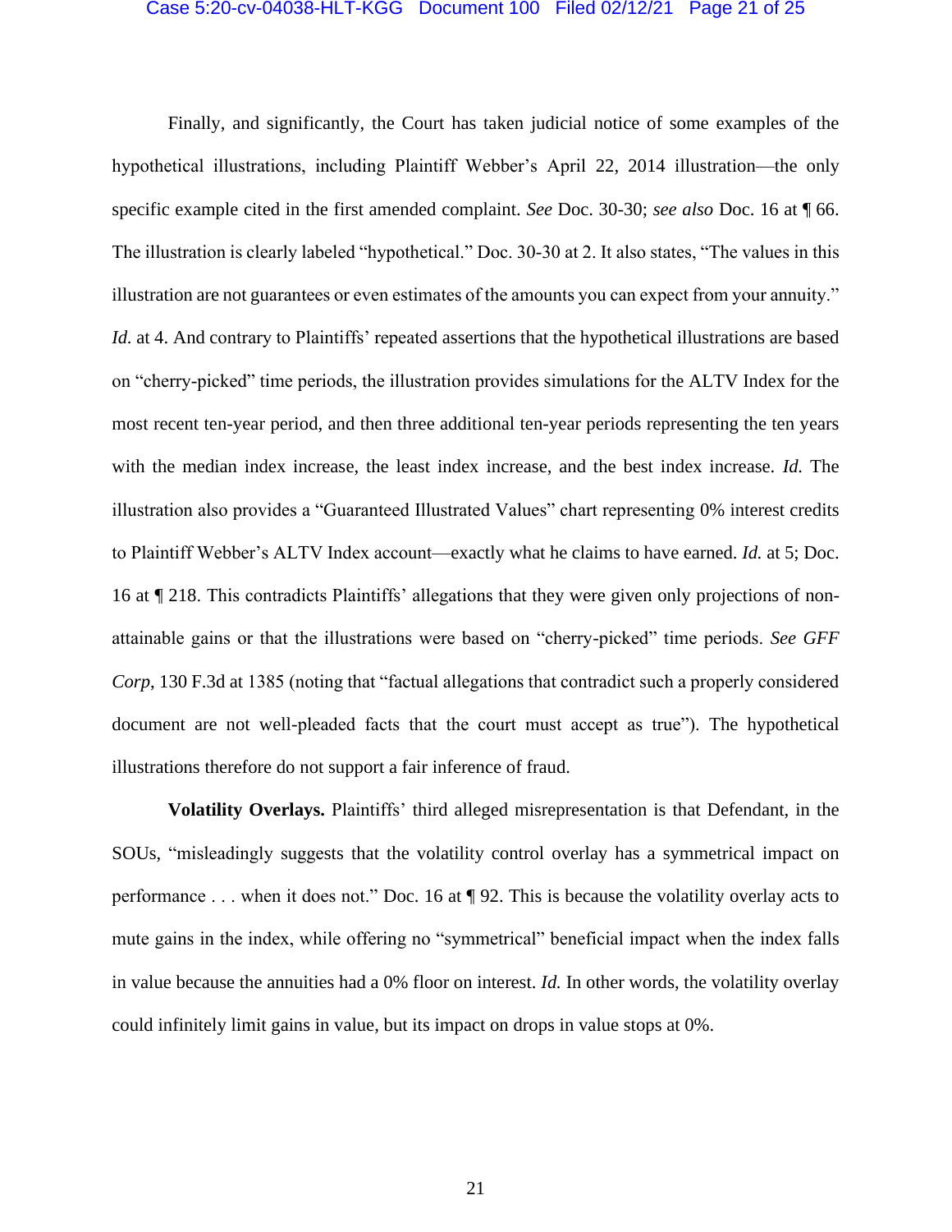Finally, and significantly, the Court has taken judicial notice of some examples of the hypothetical illustrations, including Plaintiff Webber's April 22, 2014 illustration—the only specific example cited in the first amended complaint. *See* Doc. 30-30; *see also* Doc. 16 at ¶ 66. The illustration is clearly labeled "hypothetical." Doc. 30-30 at 2. It also states, "The values in this illustration are not guarantees or even estimates of the amounts you can expect from your annuity." *Id.* at 4. And contrary to Plaintiffs' repeated assertions that the hypothetical illustrations are based on "cherry-picked" time periods, the illustration provides simulations for the ALTV Index for the most recent ten-year period, and then three additional ten-year periods representing the ten years with the median index increase, the least index increase, and the best index increase. *Id.* The illustration also provides a "Guaranteed Illustrated Values" chart representing 0% interest credits to Plaintiff Webber's ALTV Index account—exactly what he claims to have earned. *Id.* at 5; Doc. 16 at ¶ 218. This contradicts Plaintiffs' allegations that they were given only projections of non-attainable gains or that the illustrations were based on "cherry-picked" time periods. *See GFF Corp*, 130 F.3d at 1385 (noting that "factual allegations that contradict such a properly considered document are not well-pleaded facts that the court must accept as true"). The hypothetical illustrations therefore do not support a fair inference of fraud.

**Volatility Overlays.** Plaintiffs' third alleged misrepresentation is that Defendant, in the SOUs, "misleadingly suggests that the volatility control overlay has a symmetrical impact on performance . . . when it does not." Doc. 16 at ¶ 92. This is because the volatility overlay acts to mute gains in the index, while offering no "symmetrical" beneficial impact when the index falls in value because the annuities had a 0% floor on interest. *Id.* In other words, the volatility overlay could infinitely limit gains in value, but its impact on drops in value stops at 0%.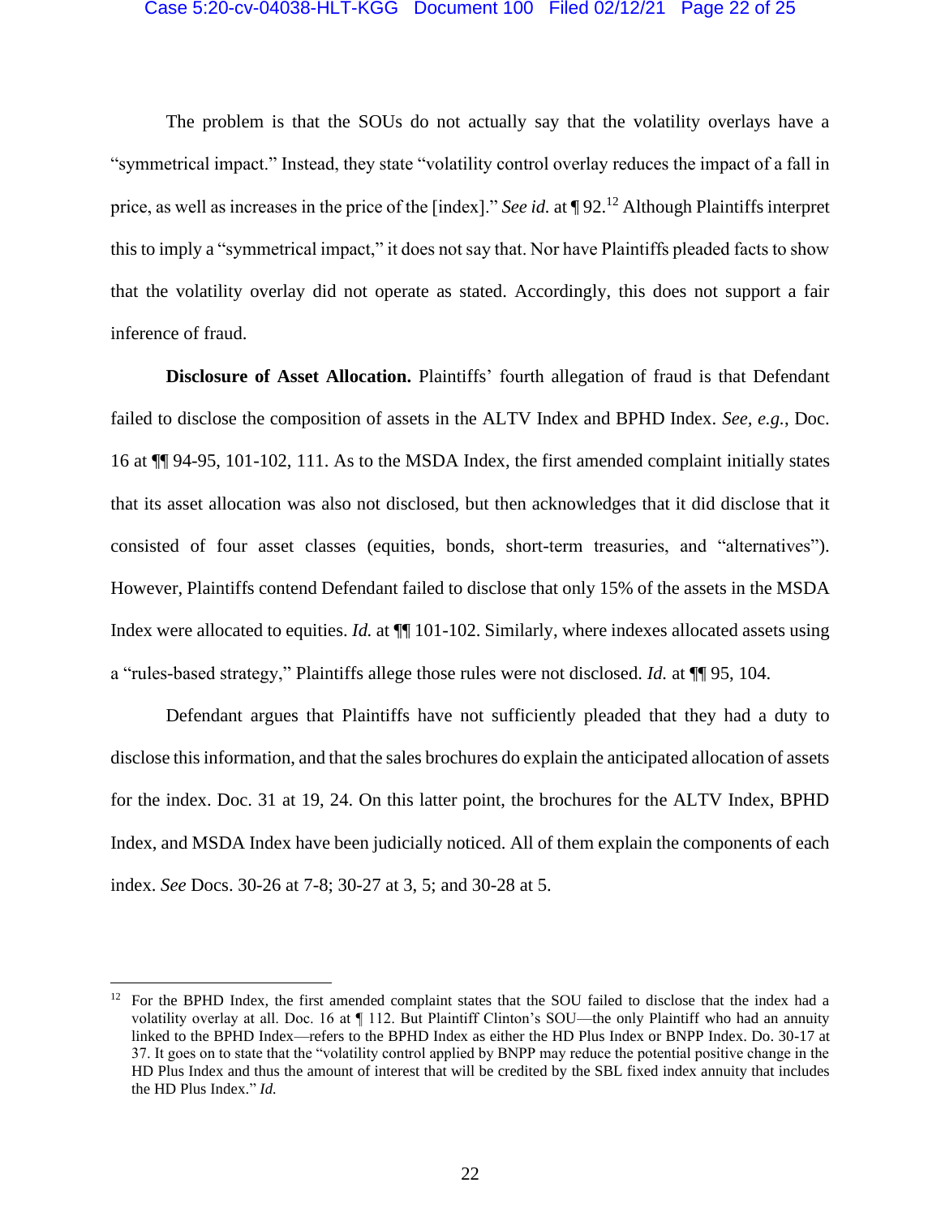The problem is that the SOUs do not actually say that the volatility overlays have a "symmetrical impact." Instead, they state "volatility control overlay reduces the impact of a fall in price, as well as increases in the price of the [index]." *See id.* at ¶ 92.[12] Although Plaintiffs interpret this to imply a "symmetrical impact," it does not say that. Nor have Plaintiffs pleaded facts to show that the volatility overlay did not operate as stated. Accordingly, this does not support a fair inference of fraud.

**Disclosure of Asset Allocation.** Plaintiffs' fourth allegation of fraud is that Defendant failed to disclose the composition of assets in the ALTV Index and BPHD Index. *See, e.g.*, Doc. 16 at ¶¶ 94-95, 101-102, 111. As to the MSDA Index, the first amended complaint initially states that its asset allocation was also not disclosed, but then acknowledges that it did disclose that it consisted of four asset classes (equities, bonds, short-term treasuries, and "alternatives"). However, Plaintiffs contend Defendant failed to disclose that only 15% of the assets in the MSDA Index were allocated to equities. *Id.* at ¶¶ 101-102. Similarly, where indexes allocated assets using a "rules-based strategy," Plaintiffs allege those rules were not disclosed. *Id.* at ¶¶ 95, 104.

Defendant argues that Plaintiffs have not sufficiently pleaded that they had a duty to disclose this information, and that the sales brochures do explain the anticipated allocation of assets for the index. Doc. 31 at 19, 24. On this latter point, the brochures for the ALTV Index, BPHD Index, and MSDA Index have been judicially noticed. All of them explain the components of each index. *See* Docs. 30-26 at 7-8; 30-27 at 3, 5; and 30-28 at 5.

---

[12] For the BPHD Index, the first amended complaint states that the SOU failed to disclose that the index had a volatility overlay at all. Doc. 16 at ¶ 112. But Plaintiff Clinton's SOU—the only Plaintiff who had an annuity linked to the BPHD Index—refers to the BPHD Index as either the HD Plus Index or BNPP Index. Do. 30-17 at 37. It goes on to state that the "volatility control applied by BNPP may reduce the potential positive change in the HD Plus Index and thus the amount of interest that will be credited by the SBL fixed index annuity that includes the HD Plus Index." *Id.*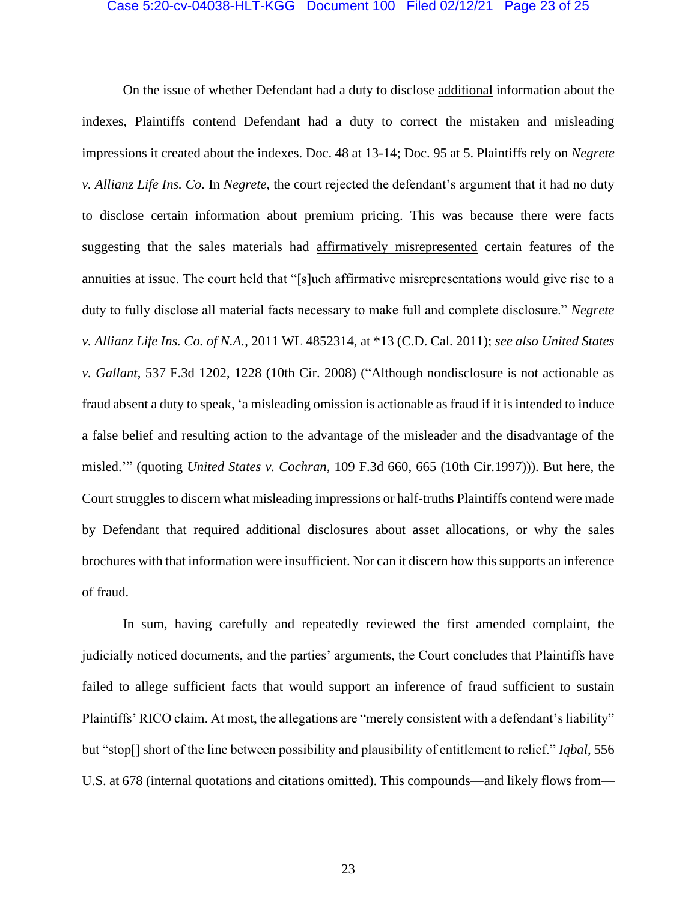On the issue of whether Defendant had a duty to disclose <u>additional</u> information about the indexes, Plaintiffs contend Defendant had a duty to correct the mistaken and misleading impressions it created about the indexes. Doc. 48 at 13-14; Doc. 95 at 5. Plaintiffs rely on *Negrete v. Allianz Life Ins. Co.* In *Negrete*, the court rejected the defendant's argument that it had no duty to disclose certain information about premium pricing. This was because there were facts suggesting that the sales materials had <u>affirmatively misrepresented</u> certain features of the annuities at issue. The court held that "[s]uch affirmative misrepresentations would give rise to a duty to fully disclose all material facts necessary to make full and complete disclosure." *Negrete v. Allianz Life Ins. Co. of N.A.*, 2011 WL 4852314, at *13 (C.D. Cal. 2011); *see also United States v. Gallant*, 537 F.3d 1202, 1228 (10th Cir. 2008) ("Although nondisclosure is not actionable as fraud absent a duty to speak, 'a misleading omission is actionable as fraud if it is intended to induce a false belief and resulting action to the advantage of the misleader and the disadvantage of the misled.'" (quoting *United States v. Cochran*, 109 F.3d 660, 665 (10th Cir.1997))). But here, the Court struggles to discern what misleading impressions or half-truths Plaintiffs contend were made by Defendant that required additional disclosures about asset allocations, or why the sales brochures with that information were insufficient. Nor can it discern how this supports an inference of fraud.

In sum, having carefully and repeatedly reviewed the first amended complaint, the judicially noticed documents, and the parties' arguments, the Court concludes that Plaintiffs have failed to allege sufficient facts that would support an inference of fraud sufficient to sustain Plaintiffs' RICO claim. At most, the allegations are "merely consistent with a defendant's liability" but "stop[] short of the line between possibility and plausibility of entitlement to relief." *Iqbal*, 556 U.S. at 678 (internal quotations and citations omitted). This compounds—and likely flows from—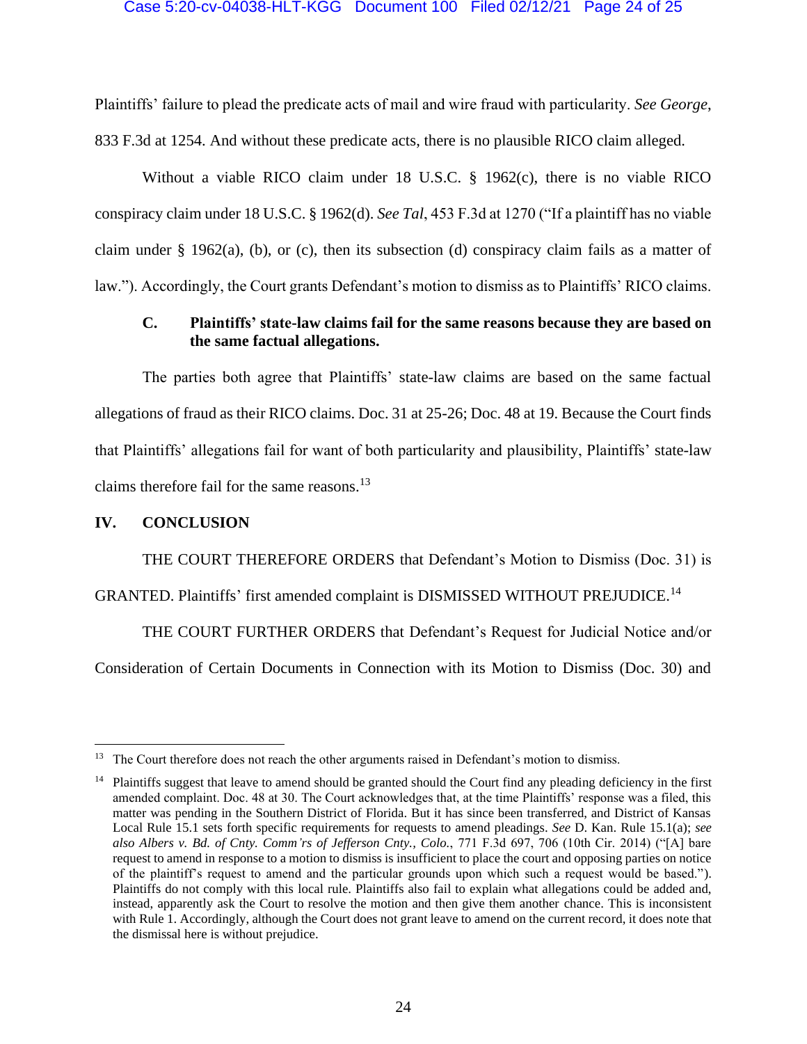Plaintiffs' failure to plead the predicate acts of mail and wire fraud with particularity. *See George*, 833 F.3d at 1254. And without these predicate acts, there is no plausible RICO claim alleged.

Without a viable RICO claim under 18 U.S.C. § 1962(c), there is no viable RICO conspiracy claim under 18 U.S.C. § 1962(d). *See Tal*, 453 F.3d at 1270 ("If a plaintiff has no viable claim under § 1962(a), (b), or (c), then its subsection (d) conspiracy claim fails as a matter of law."). Accordingly, the Court grants Defendant's motion to dismiss as to Plaintiffs' RICO claims.

### C. Plaintiffs' state-law claims fail for the same reasons because they are based on the same factual allegations.

The parties both agree that Plaintiffs' state-law claims are based on the same factual allegations of fraud as their RICO claims. Doc. 31 at 25-26; Doc. 48 at 19. Because the Court finds that Plaintiffs' allegations fail for want of both particularity and plausibility, Plaintiffs' state-law claims therefore fail for the same reasons.[13]

## IV. CONCLUSION

THE COURT THEREFORE ORDERS that Defendant's Motion to Dismiss (Doc. 31) is GRANTED. Plaintiffs' first amended complaint is DISMISSED WITHOUT PREJUDICE.[14]

THE COURT FURTHER ORDERS that Defendant's Request for Judicial Notice and/or Consideration of Certain Documents in Connection with its Motion to Dismiss (Doc. 30) and

---

[13] The Court therefore does not reach the other arguments raised in Defendant's motion to dismiss.

[14] Plaintiffs suggest that leave to amend should be granted should the Court find any pleading deficiency in the first amended complaint. Doc. 48 at 30. The Court acknowledges that, at the time Plaintiffs' response was a filed, this matter was pending in the Southern District of Florida. But it has since been transferred, and District of Kansas Local Rule 15.1 sets forth specific requirements for requests to amend pleadings. *See* D. Kan. Rule 15.1(a); *see also Albers v. Bd. of Cnty. Comm'rs of Jefferson Cnty., Colo.*, 771 F.3d 697, 706 (10th Cir. 2014) ("[A] bare request to amend in response to a motion to dismiss is insufficient to place the court and opposing parties on notice of the plaintiff's request to amend and the particular grounds upon which such a request would be based."). Plaintiffs do not comply with this local rule. Plaintiffs also fail to explain what allegations could be added and, instead, apparently ask the Court to resolve the motion and then give them another chance. This is inconsistent with Rule 1. Accordingly, although the Court does not grant leave to amend on the current record, it does note that the dismissal here is without prejudice.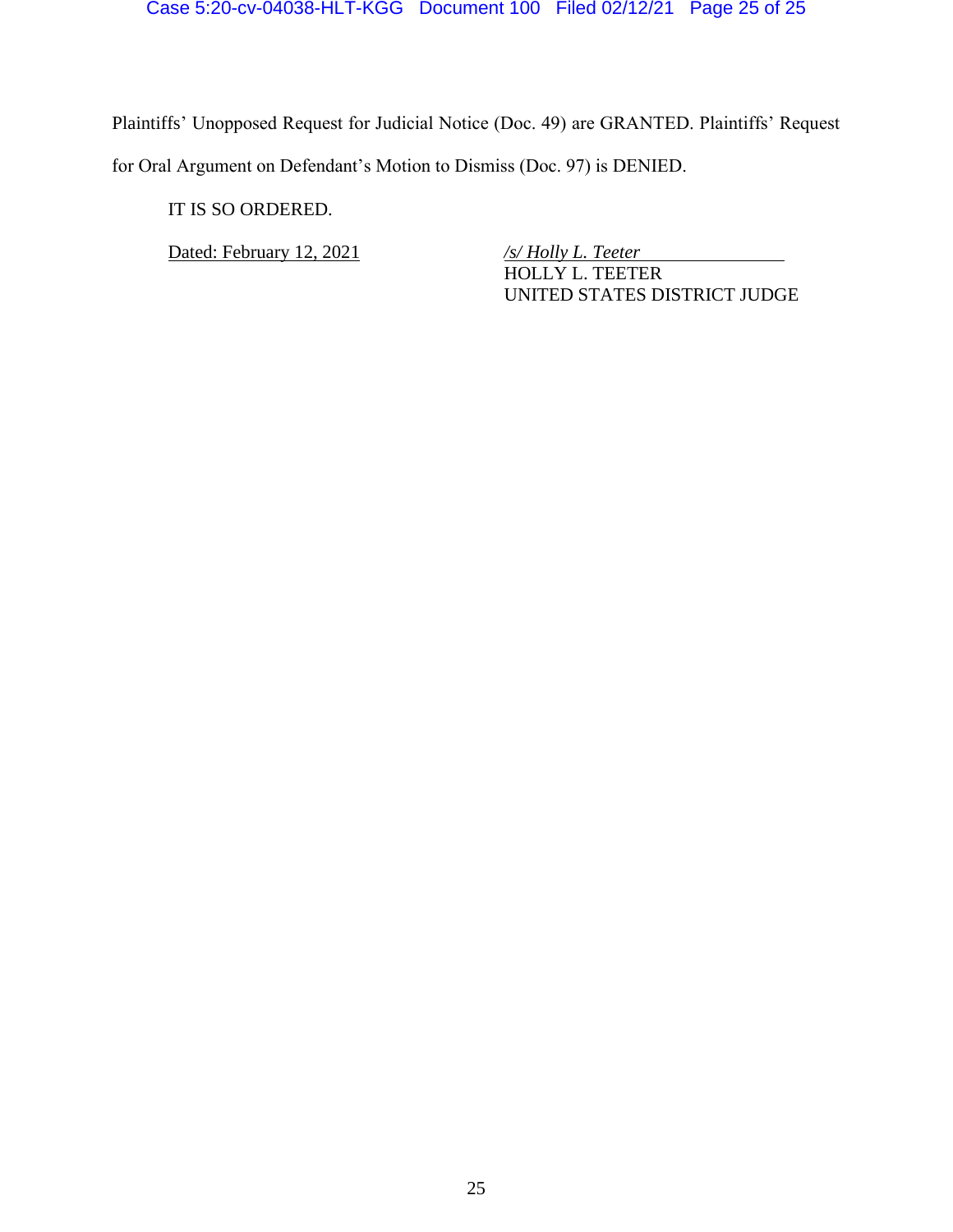Plaintiffs' Unopposed Request for Judicial Notice (Doc. 49) are GRANTED. Plaintiffs' Request for Oral Argument on Defendant's Motion to Dismiss (Doc. 97) is DENIED.

IT IS SO ORDERED.

Dated: February 12, 2021

*/s/ Holly L. Teeter*
HOLLY L. TEETER
UNITED STATES DISTRICT JUDGE